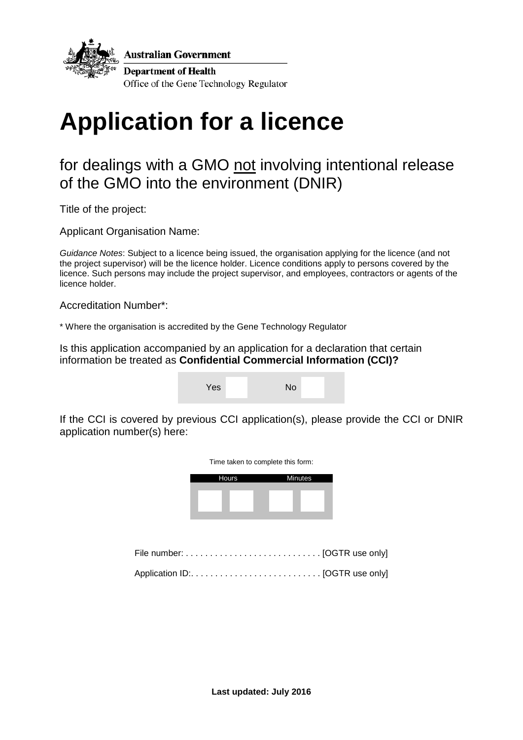Australian Government

Department of Health

Office of the Gene Technology Regulator

# Application for a licence

## for dealings with a GMO not involving intentional release of the GMO into the environment (DNIR)

Title of the project:

Applicant Organisation Name:

*Guidance Notes*: Subject to a licence being issued, the organisation applying for the licence (and not the project supervisor) will be the licence holder. Licence conditions apply to persons covered by the licence. Such persons may include the project supervisor, and employees, contractors or agents of the licence holder.

Accreditation Number*:

* Where the organisation is accredited by the Gene Technology Regulator

Is this application accompanied by an application for a declaration that certain information be treated as **Confidential Commercial Information (CCI)?**

Yes ☐ No ☐

If the CCI is covered by previous CCI application(s), please provide the CCI or DNIR application number(s) here:

Time taken to complete this form:

| Hours | | Minutes | |
|---|---|---|---|
| | | | |

File number: . . . . . . . . . . . . . . . . . . . . . . . . . . . . [OGTR use only]

Application ID:. . . . . . . . . . . . . . . . . . . . . . . . . . . [OGTR use only]

**Last updated: July 2016**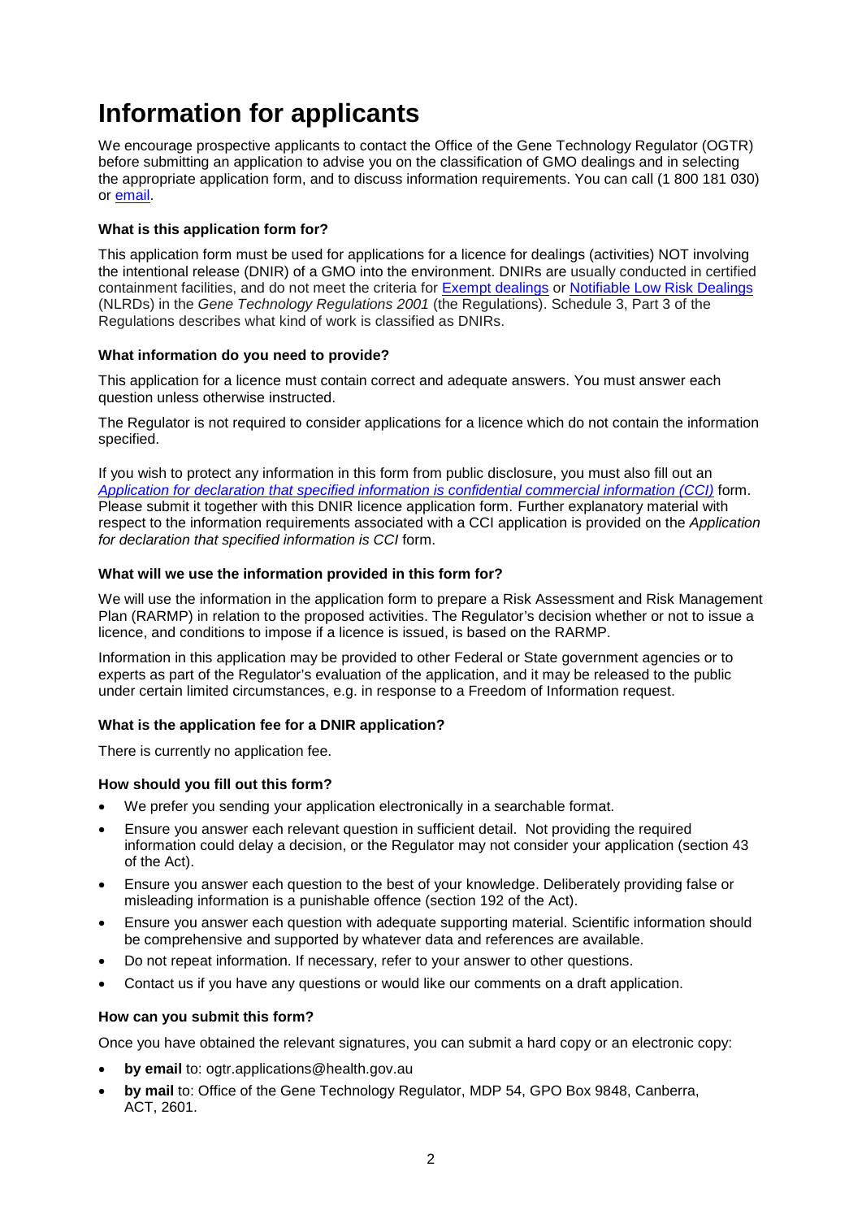# Information for applicants

We encourage prospective applicants to contact the Office of the Gene Technology Regulator (OGTR) before submitting an application to advise you on the classification of GMO dealings and in selecting the appropriate application form, and to discuss information requirements. You can call (1 800 181 030) or email.

### What is this application form for?

This application form must be used for applications for a licence for dealings (activities) NOT involving the intentional release (DNIR) of a GMO into the environment. DNIRs are usually conducted in certified containment facilities, and do not meet the criteria for Exempt dealings or Notifiable Low Risk Dealings (NLRDs) in the *Gene Technology Regulations 2001* (the Regulations). Schedule 3, Part 3 of the Regulations describes what kind of work is classified as DNIRs.

### What information do you need to provide?

This application for a licence must contain correct and adequate answers. You must answer each question unless otherwise instructed.

The Regulator is not required to consider applications for a licence which do not contain the information specified.

If you wish to protect any information in this form from public disclosure, you must also fill out an *Application for declaration that specified information is confidential commercial information (CCI)* form. Please submit it together with this DNIR licence application form. Further explanatory material with respect to the information requirements associated with a CCI application is provided on the *Application for declaration that specified information is CCI* form.

### What will we use the information provided in this form for?

We will use the information in the application form to prepare a Risk Assessment and Risk Management Plan (RARMP) in relation to the proposed activities. The Regulator's decision whether or not to issue a licence, and conditions to impose if a licence is issued, is based on the RARMP.

Information in this application may be provided to other Federal or State government agencies or to experts as part of the Regulator's evaluation of the application, and it may be released to the public under certain limited circumstances, e.g. in response to a Freedom of Information request.

### What is the application fee for a DNIR application?

There is currently no application fee.

### How should you fill out this form?

- We prefer you sending your application electronically in a searchable format.
- Ensure you answer each relevant question in sufficient detail. Not providing the required information could delay a decision, or the Regulator may not consider your application (section 43 of the Act).
- Ensure you answer each question to the best of your knowledge. Deliberately providing false or misleading information is a punishable offence (section 192 of the Act).
- Ensure you answer each question with adequate supporting material. Scientific information should be comprehensive and supported by whatever data and references are available.
- Do not repeat information. If necessary, refer to your answer to other questions.
- Contact us if you have any questions or would like our comments on a draft application.

### How can you submit this form?

Once you have obtained the relevant signatures, you can submit a hard copy or an electronic copy:

- **by email** to: ogtr.applications@health.gov.au
- **by mail** to: Office of the Gene Technology Regulator, MDP 54, GPO Box 9848, Canberra, ACT, 2601.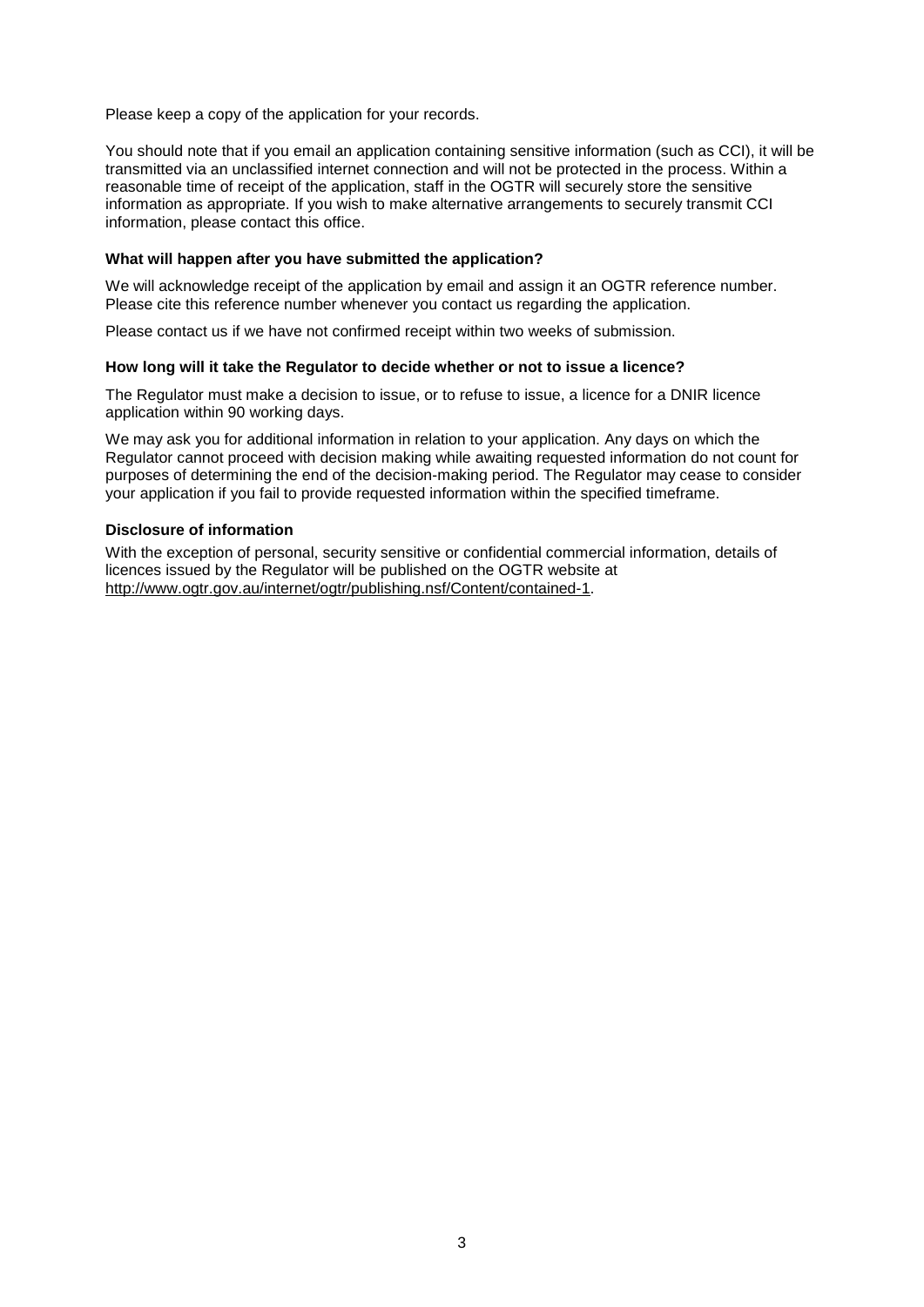Please keep a copy of the application for your records.

You should note that if you email an application containing sensitive information (such as CCI), it will be transmitted via an unclassified internet connection and will not be protected in the process. Within a reasonable time of receipt of the application, staff in the OGTR will securely store the sensitive information as appropriate. If you wish to make alternative arrangements to securely transmit CCI information, please contact this office.

**What will happen after you have submitted the application?**

We will acknowledge receipt of the application by email and assign it an OGTR reference number. Please cite this reference number whenever you contact us regarding the application.

Please contact us if we have not confirmed receipt within two weeks of submission.

**How long will it take the Regulator to decide whether or not to issue a licence?**

The Regulator must make a decision to issue, or to refuse to issue, a licence for a DNIR licence application within 90 working days.

We may ask you for additional information in relation to your application. Any days on which the Regulator cannot proceed with decision making while awaiting requested information do not count for purposes of determining the end of the decision-making period. The Regulator may cease to consider your application if you fail to provide requested information within the specified timeframe.

**Disclosure of information**

With the exception of personal, security sensitive or confidential commercial information, details of licences issued by the Regulator will be published on the OGTR website at http://www.ogtr.gov.au/internet/ogtr/publishing.nsf/Content/contained-1.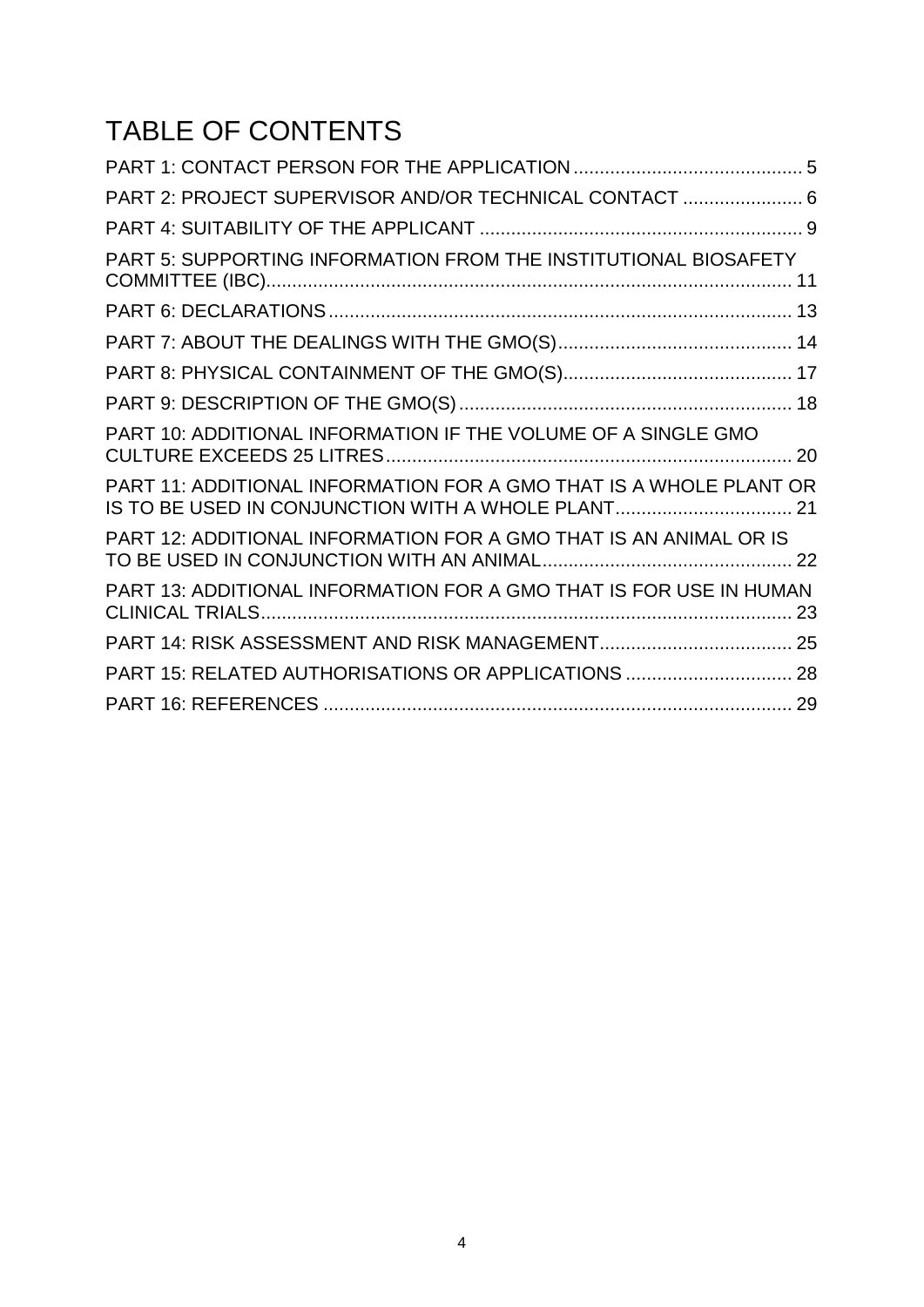# TABLE OF CONTENTS

PART 1: CONTACT PERSON FOR THE APPLICATION ........................................... 5

PART 2: PROJECT SUPERVISOR AND/OR TECHNICAL CONTACT ....................... 6

PART 4: SUITABILITY OF THE APPLICANT ............................................................. 9

PART 5: SUPPORTING INFORMATION FROM THE INSTITUTIONAL BIOSAFETY COMMITTEE (IBC).................................................................................................... 11

PART 6: DECLARATIONS ........................................................................................ 13

PART 7: ABOUT THE DEALINGS WITH THE GMO(S) ............................................ 14

PART 8: PHYSICAL CONTAINMENT OF THE GMO(S)............................................ 17

PART 9: DESCRIPTION OF THE GMO(S) ............................................................... 18

PART 10: ADDITIONAL INFORMATION IF THE VOLUME OF A SINGLE GMO CULTURE EXCEEDS 25 LITRES.............................................................................. 20

PART 11: ADDITIONAL INFORMATION FOR A GMO THAT IS A WHOLE PLANT OR IS TO BE USED IN CONJUNCTION WITH A WHOLE PLANT.................................. 21

PART 12: ADDITIONAL INFORMATION FOR A GMO THAT IS AN ANIMAL OR IS TO BE USED IN CONJUNCTION WITH AN ANIMAL................................................ 22

PART 13: ADDITIONAL INFORMATION FOR A GMO THAT IS FOR USE IN HUMAN CLINICAL TRIALS...................................................................................................... 23

PART 14: RISK ASSESSMENT AND RISK MANAGEMENT..................................... 25

PART 15: RELATED AUTHORISATIONS OR APPLICATIONS ................................ 28

PART 16: REFERENCES .......................................................................................... 29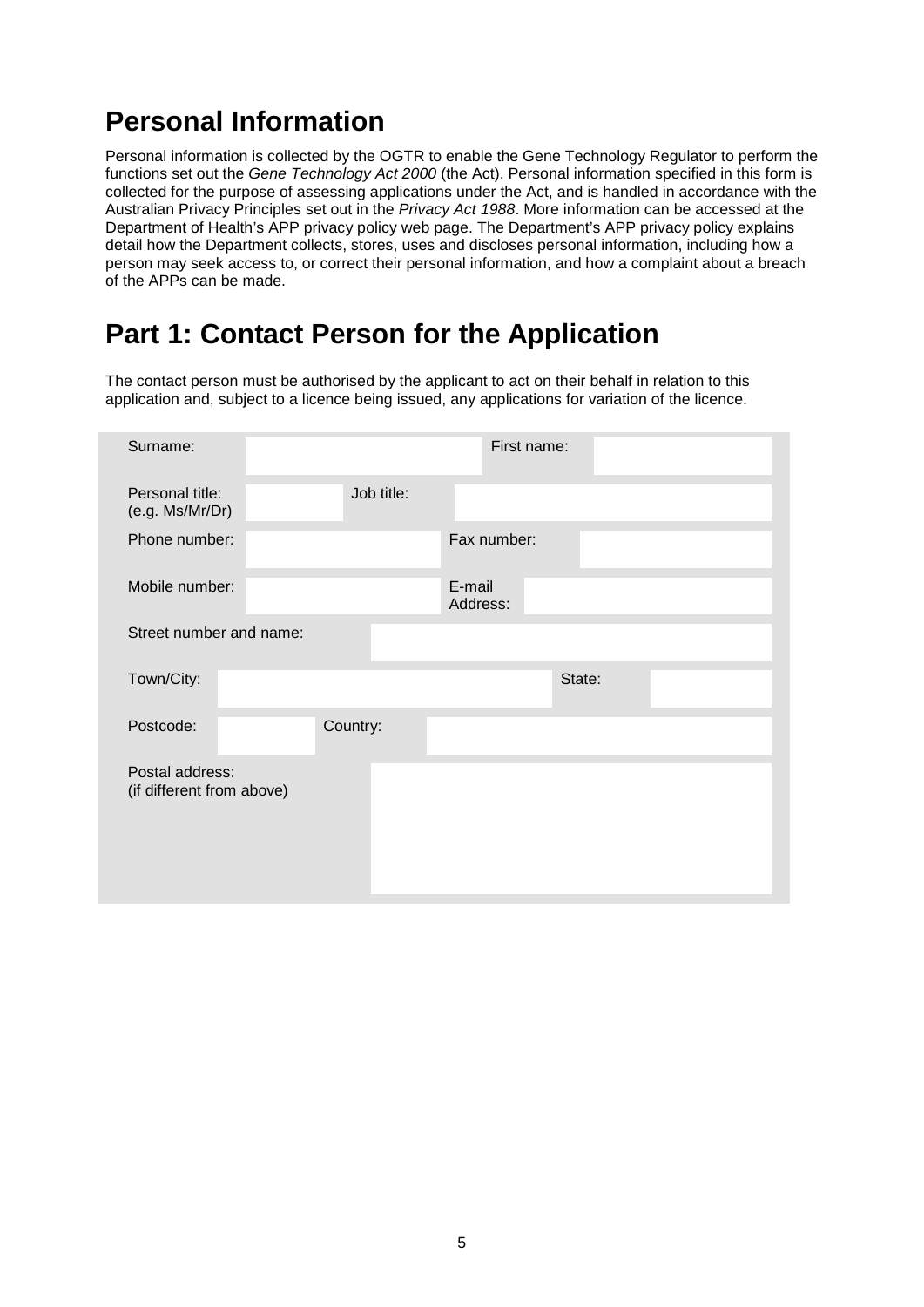# Personal Information

Personal information is collected by the OGTR to enable the Gene Technology Regulator to perform the functions set out the *Gene Technology Act 2000* (the Act). Personal information specified in this form is collected for the purpose of assessing applications under the Act, and is handled in accordance with the Australian Privacy Principles set out in the *Privacy Act 1988*. More information can be accessed at the Department of Health's APP privacy policy web page. The Department's APP privacy policy explains detail how the Department collects, stores, uses and discloses personal information, including how a person may seek access to, or correct their personal information, and how a complaint about a breach of the APPs can be made.

# Part 1: Contact Person for the Application

The contact person must be authorised by the applicant to act on their behalf in relation to this application and, subject to a licence being issued, any applications for variation of the licence.

| | | | |
|---|---|---|---|
| Surname: | | First name: | |
| Personal title: (e.g. Ms/Mr/Dr) | | Job title: | |
| Phone number: | | Fax number: | |
| Mobile number: | | E-mail Address: | |
| Street number and name: | | | |
| Town/City: | | State: | |
| Postcode: | | Country: | |
| Postal address: (if different from above) | | | |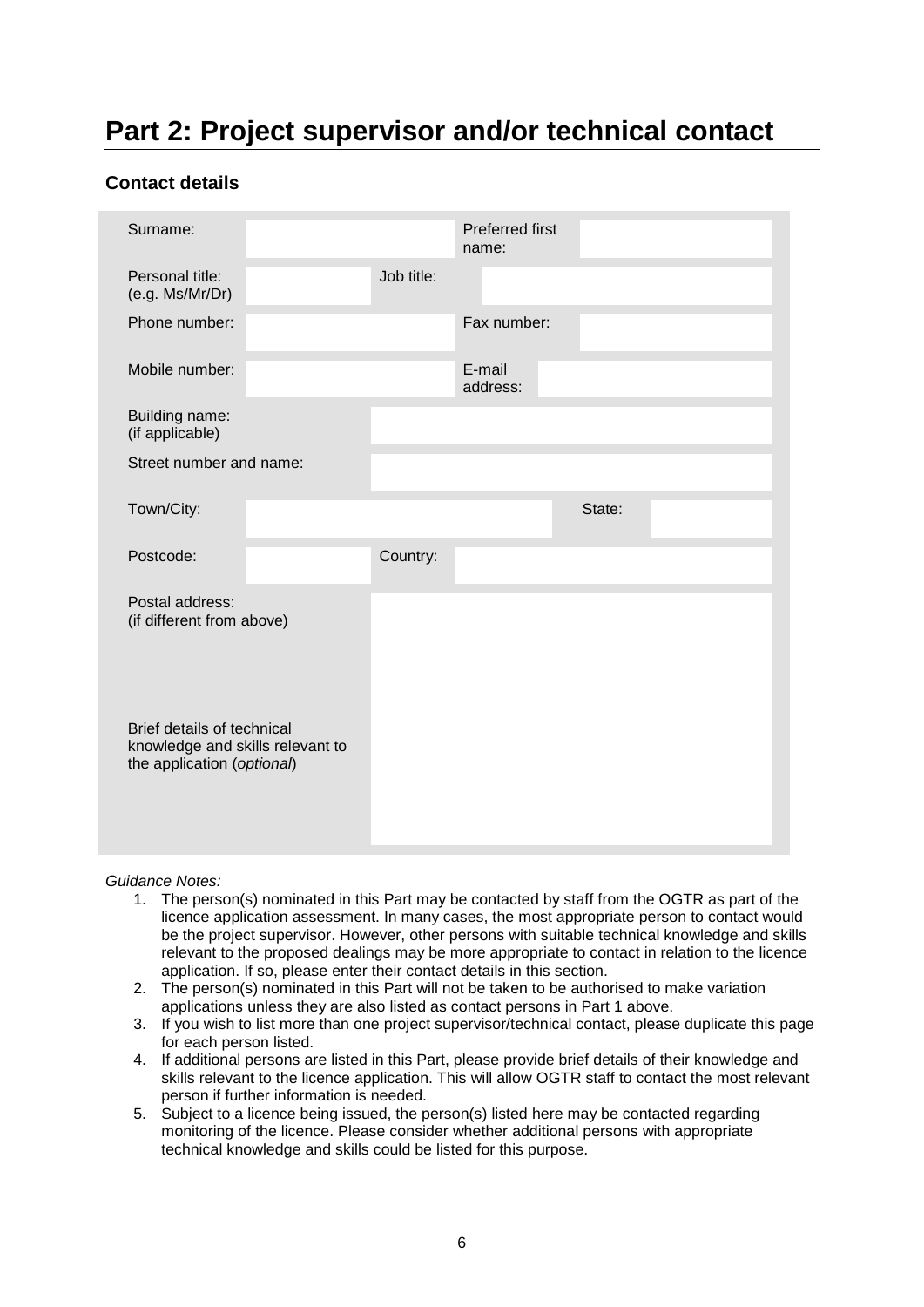# Part 2: Project supervisor and/or technical contact

## Contact details

| | | | | | |
|---|---|---|---|---|---|
| Surname: | | | Preferred first name: | | |
| Personal title: (e.g. Ms/Mr/Dr) | | Job title: | | | |
| Phone number: | | | Fax number: | | |
| Mobile number: | | | E-mail address: | | |
| Building name: (if applicable) | | | | | |
| Street number and name: | | | | | |
| Town/City: | | | | State: | |
| Postcode: | | Country: | | | |
| Postal address: (if different from above) | | | | | |
| Brief details of technical knowledge and skills relevant to the application (*optional*) | | | | | |

*Guidance Notes:*

1. The person(s) nominated in this Part may be contacted by staff from the OGTR as part of the licence application assessment. In many cases, the most appropriate person to contact would be the project supervisor. However, other persons with suitable technical knowledge and skills relevant to the proposed dealings may be more appropriate to contact in relation to the licence application. If so, please enter their contact details in this section.
2. The person(s) nominated in this Part will not be taken to be authorised to make variation applications unless they are also listed as contact persons in Part 1 above.
3. If you wish to list more than one project supervisor/technical contact, please duplicate this page for each person listed.
4. If additional persons are listed in this Part, please provide brief details of their knowledge and skills relevant to the licence application. This will allow OGTR staff to contact the most relevant person if further information is needed.
5. Subject to a licence being issued, the person(s) listed here may be contacted regarding monitoring of the licence. Please consider whether additional persons with appropriate technical knowledge and skills could be listed for this purpose.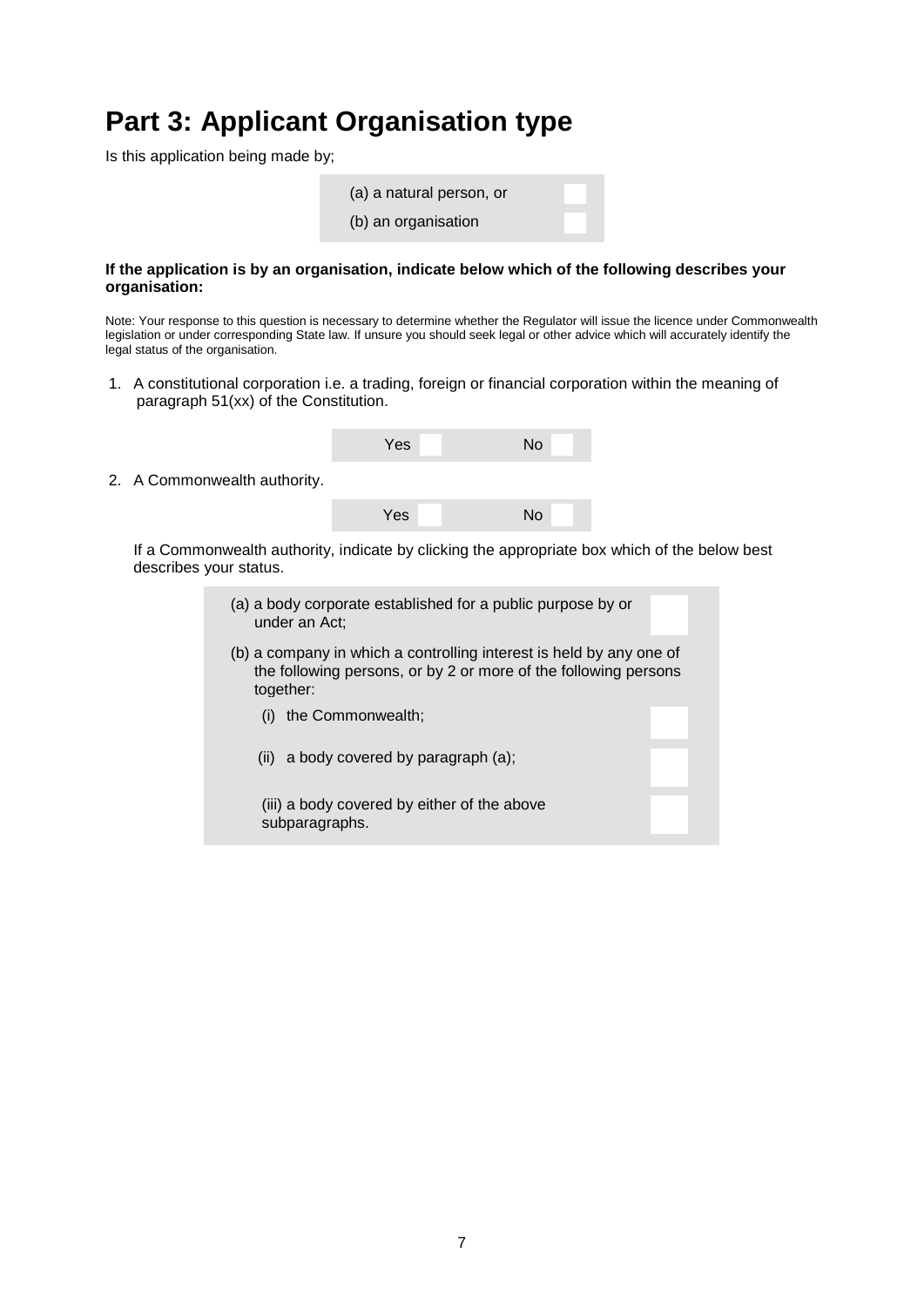# Part 3: Applicant Organisation type

Is this application being made by;

- (a) a natural person, or ☐
- (b) an organisation ☐

**If the application is by an organisation, indicate below which of the following describes your organisation:**

Note: Your response to this question is necessary to determine whether the Regulator will issue the licence under Commonwealth legislation or under corresponding State law. If unsure you should seek legal or other advice which will accurately identify the legal status of the organisation.

1. A constitutional corporation i.e. a trading, foreign or financial corporation within the meaning of paragraph 51(xx) of the Constitution.

   Yes ☐ No ☐

2. A Commonwealth authority.

   Yes ☐ No ☐

   If a Commonwealth authority, indicate by clicking the appropriate box which of the below best describes your status.

   (a) a body corporate established for a public purpose by or under an Act; ☐

   (b) a company in which a controlling interest is held by any one of the following persons, or by 2 or more of the following persons together:

   (i) the Commonwealth; ☐

   (ii) a body covered by paragraph (a); ☐

   (iii) a body covered by either of the above subparagraphs. ☐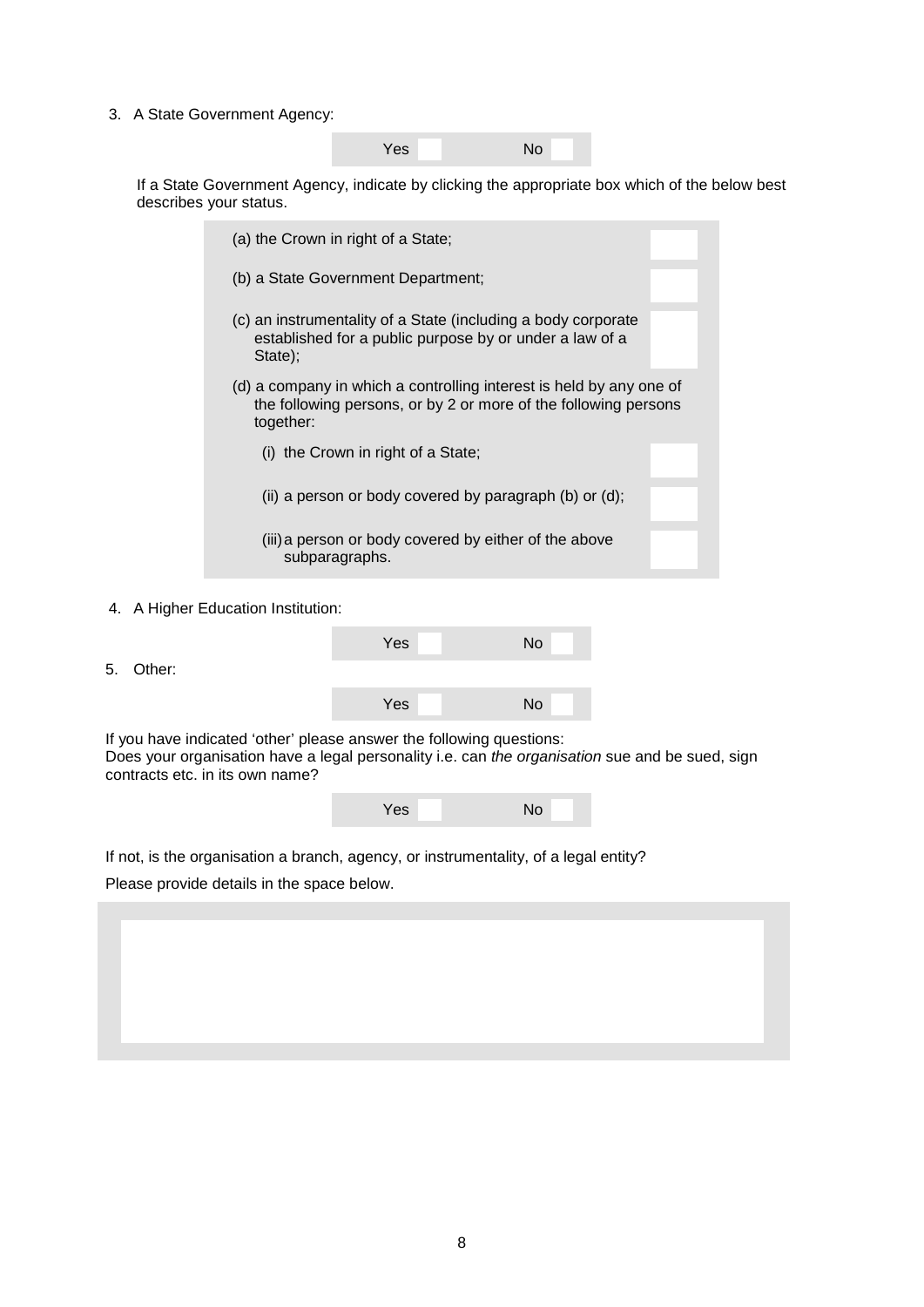3. A State Government Agency:

Yes ☐ No ☐

If a State Government Agency, indicate by clicking the appropriate box which of the below best describes your status.

| | |
|---|---|
| (a) the Crown in right of a State; | ☐ |
| (b) a State Government Department; | ☐ |
| (c) an instrumentality of a State (including a body corporate established for a public purpose by or under a law of a State); | ☐ |
| (d) a company in which a controlling interest is held by any one of the following persons, or by 2 or more of the following persons together: | |
| (i) the Crown in right of a State; | ☐ |
| (ii) a person or body covered by paragraph (b) or (d); | ☐ |
| (iii) a person or body covered by either of the above subparagraphs. | ☐ |

4. A Higher Education Institution:

Yes ☐ No ☐

5. Other:

Yes ☐ No ☐

If you have indicated 'other' please answer the following questions:
Does your organisation have a legal personality i.e. can *the organisation* sue and be sued, sign contracts etc. in its own name?

Yes ☐ No ☐

If not, is the organisation a branch, agency, or instrumentality, of a legal entity?

Please provide details in the space below.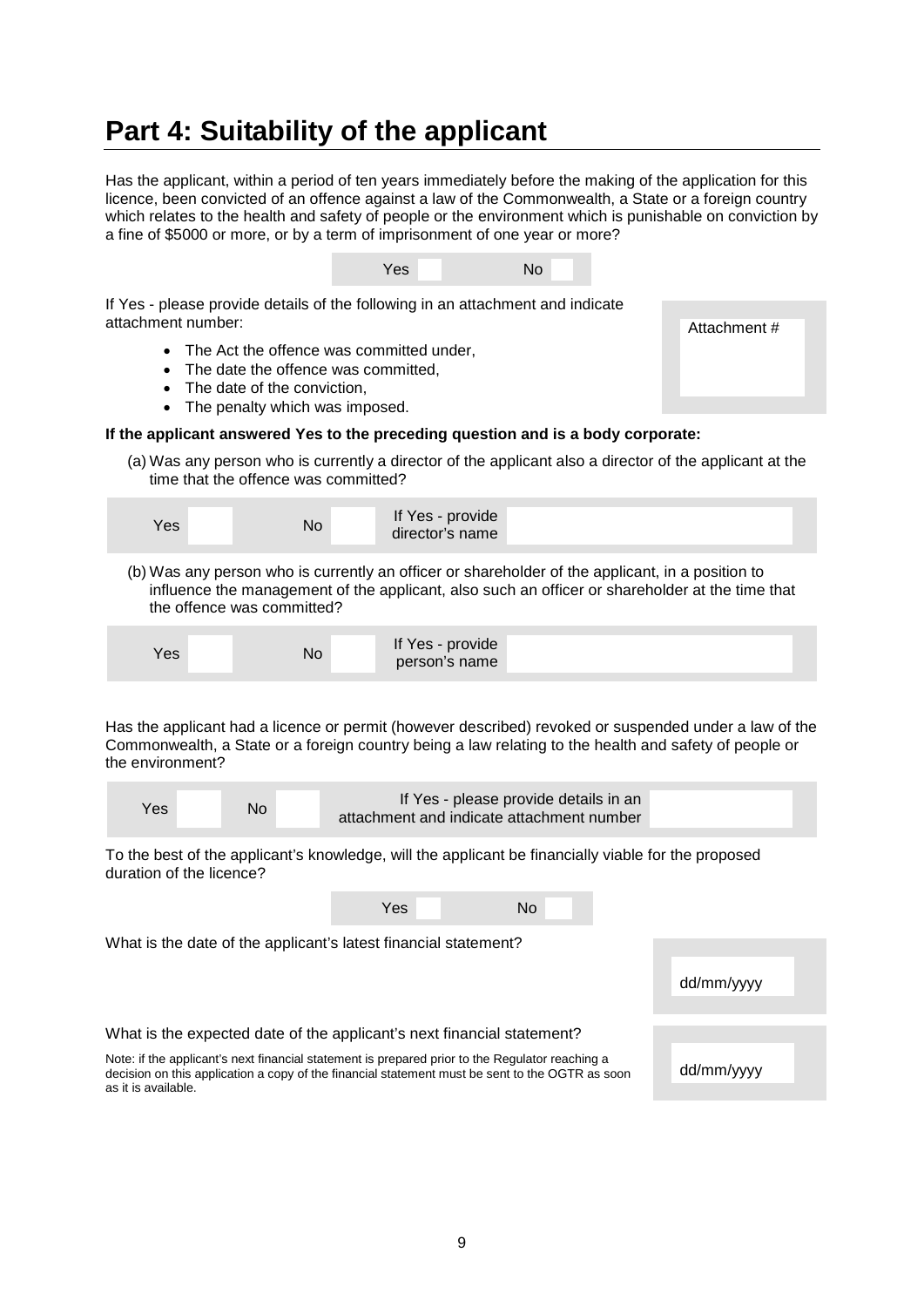# Part 4: Suitability of the applicant

Has the applicant, within a period of ten years immediately before the making of the application for this licence, been convicted of an offence against a law of the Commonwealth, a State or a foreign country which relates to the health and safety of people or the environment which is punishable on conviction by a fine of $5000 or more, or by a term of imprisonment of one year or more?

| Yes | | No | |
|---|---|---|---|

If Yes - please provide details of the following in an attachment and indicate attachment number:

- The Act the offence was committed under,
- The date the offence was committed,
- The date of the conviction,
- The penalty which was imposed.

| Attachment # |
|---|
| |

**If the applicant answered Yes to the preceding question and is a body corporate:**

(a) Was any person who is currently a director of the applicant also a director of the applicant at the time that the offence was committed?

| Yes | | No | | If Yes - provide director's name | |
|---|---|---|---|---|---|

(b) Was any person who is currently an officer or shareholder of the applicant, in a position to influence the management of the applicant, also such an officer or shareholder at the time that the offence was committed?

| Yes | | No | | If Yes - provide person's name | |
|---|---|---|---|---|---|

Has the applicant had a licence or permit (however described) revoked or suspended under a law of the Commonwealth, a State or a foreign country being a law relating to the health and safety of people or the environment?

| Yes | | No | | If Yes - please provide details in an attachment and indicate attachment number | |
|---|---|---|---|---|---|

To the best of the applicant's knowledge, will the applicant be financially viable for the proposed duration of the licence?

| Yes | | No | |
|---|---|---|---|

What is the date of the applicant's latest financial statement?

| dd/mm/yyyy |
|---|

What is the expected date of the applicant's next financial statement?

Note: if the applicant's next financial statement is prepared prior to the Regulator reaching a decision on this application a copy of the financial statement must be sent to the OGTR as soon as it is available.

| dd/mm/yyyy |
|---|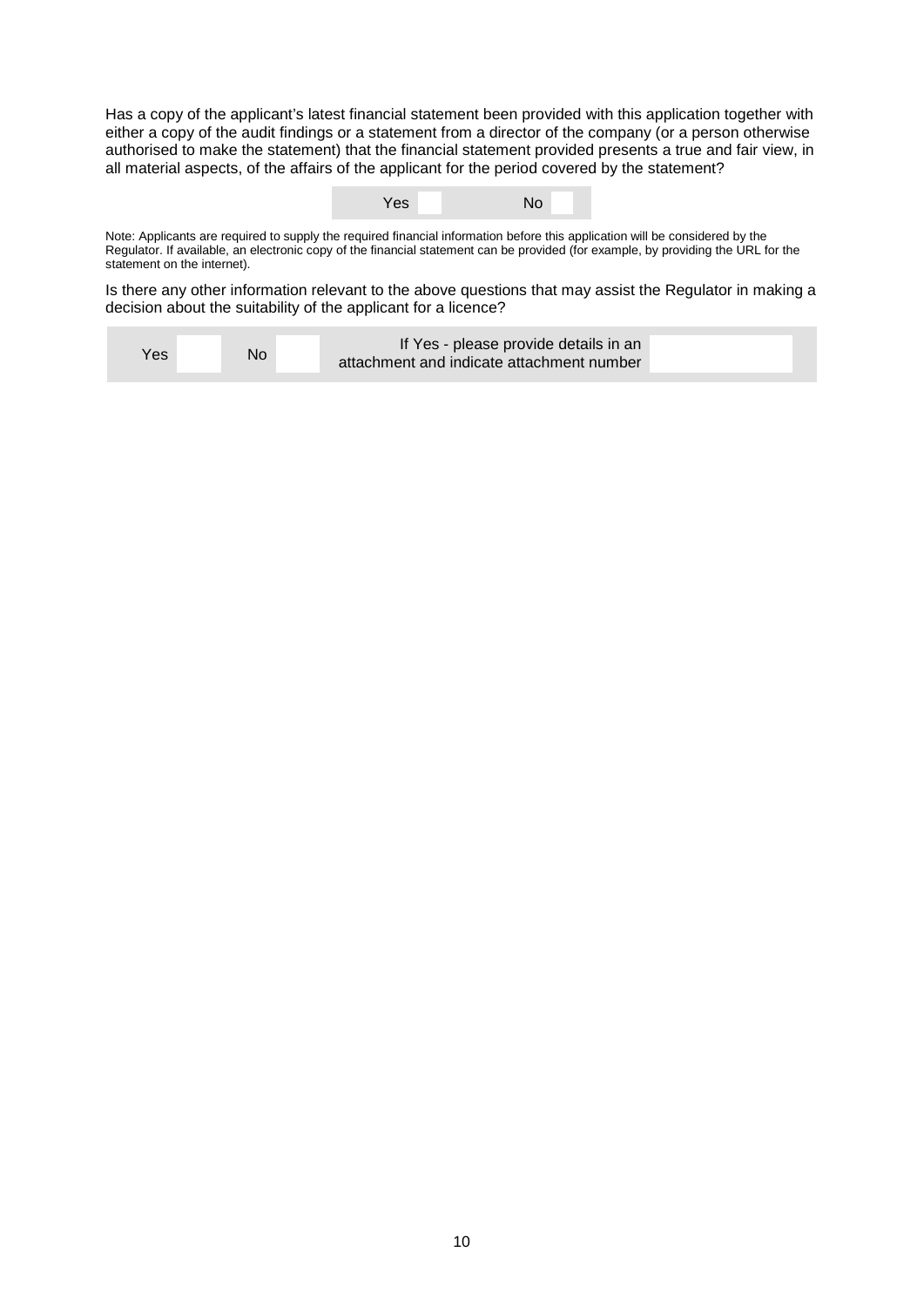Has a copy of the applicant's latest financial statement been provided with this application together with either a copy of the audit findings or a statement from a director of the company (or a person otherwise authorised to make the statement) that the financial statement provided presents a true and fair view, in all material aspects, of the affairs of the applicant for the period covered by the statement?

| Yes | | No | |
|---|---|---|---|

Note: Applicants are required to supply the required financial information before this application will be considered by the Regulator. If available, an electronic copy of the financial statement can be provided (for example, by providing the URL for the statement on the internet).

Is there any other information relevant to the above questions that may assist the Regulator in making a decision about the suitability of the applicant for a licence?

| Yes | | No | | If Yes - please provide details in an attachment and indicate attachment number | |
|---|---|---|---|---|---|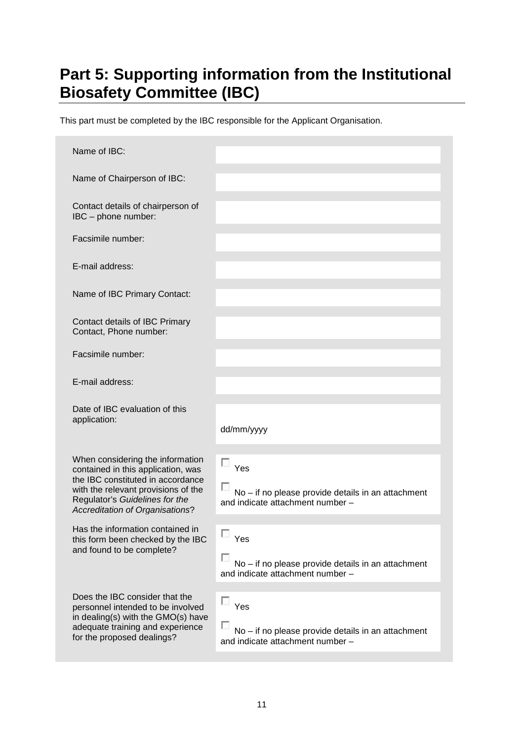# Part 5: Supporting information from the Institutional Biosafety Committee (IBC)

This part must be completed by the IBC responsible for the Applicant Organisation.

| | |
|---|---|
| Name of IBC: | |
| Name of Chairperson of IBC: | |
| Contact details of chairperson of IBC – phone number: | |
| Facsimile number: | |
| E-mail address: | |
| Name of IBC Primary Contact: | |
| Contact details of IBC Primary Contact, Phone number: | |
| Facsimile number: | |
| E-mail address: | |
| Date of IBC evaluation of this application: | dd/mm/yyyy |
| When considering the information contained in this application, was the IBC constituted in accordance with the relevant provisions of the Regulator's *Guidelines for the Accreditation of Organisations*? | ☐ Yes<br>☐ No – if no please provide details in an attachment and indicate attachment number – |
| Has the information contained in this form been checked by the IBC and found to be complete? | ☐ Yes<br>☐ No – if no please provide details in an attachment and indicate attachment number – |
| Does the IBC consider that the personnel intended to be involved in dealing(s) with the GMO(s) have adequate training and experience for the proposed dealings? | ☐ Yes<br>☐ No – if no please provide details in an attachment and indicate attachment number – |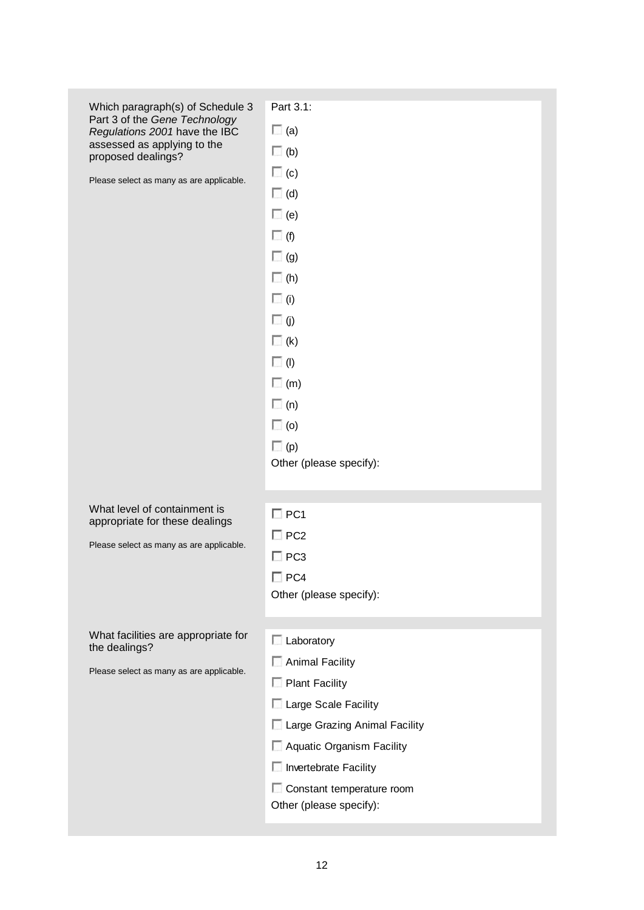| | |
|---|---|
| Which paragraph(s) of Schedule 3 Part 3 of the *Gene Technology Regulations 2001* have the IBC assessed as applying to the proposed dealings?<br><br>Please select as many as are applicable. | Part 3.1:<br>☐ (a)<br>☐ (b)<br>☐ (c)<br>☐ (d)<br>☐ (e)<br>☐ (f)<br>☐ (g)<br>☐ (h)<br>☐ (i)<br>☐ (j)<br>☐ (k)<br>☐ (l)<br>☐ (m)<br>☐ (n)<br>☐ (o)<br>☐ (p)<br>Other (please specify): |
| What level of containment is appropriate for these dealings<br><br>Please select as many as are applicable. | ☐ PC1<br>☐ PC2<br>☐ PC3<br>☐ PC4<br>Other (please specify): |
| What facilities are appropriate for the dealings?<br><br>Please select as many as are applicable. | ☐ Laboratory<br>☐ Animal Facility<br>☐ Plant Facility<br>☐ Large Scale Facility<br>☐ Large Grazing Animal Facility<br>☐ Aquatic Organism Facility<br>☐ Invertebrate Facility<br>☐ Constant temperature room<br>Other (please specify): |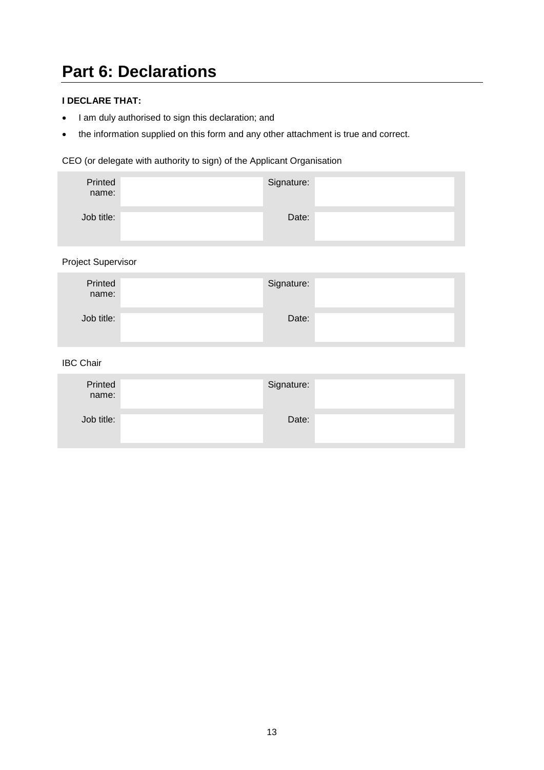# Part 6: Declarations

**I DECLARE THAT:**

- I am duly authorised to sign this declaration; and
- the information supplied on this form and any other attachment is true and correct.

CEO (or delegate with authority to sign) of the Applicant Organisation

| Printed name: | | Signature: | |
|---|---|---|---|
| Job title: | | Date: | |

Project Supervisor

| Printed name: | | Signature: | |
|---|---|---|---|
| Job title: | | Date: | |

IBC Chair

| Printed name: | | Signature: | |
|---|---|---|---|
| Job title: | | Date: | |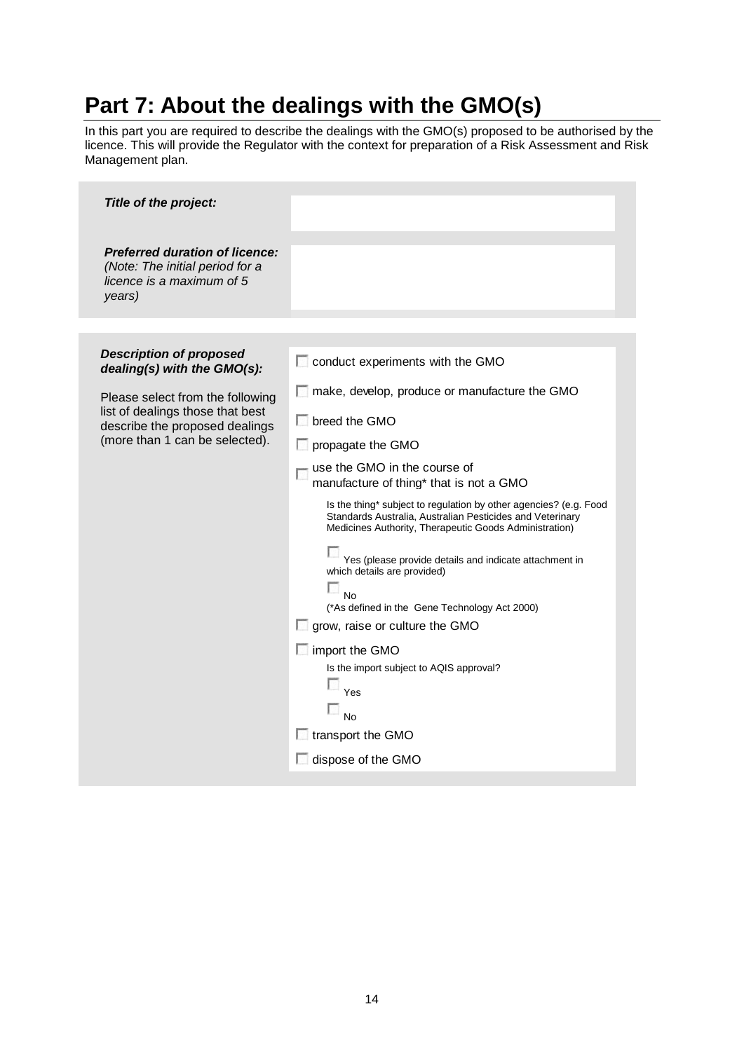# Part 7: About the dealings with the GMO(s)

In this part you are required to describe the dealings with the GMO(s) proposed to be authorised by the licence. This will provide the Regulator with the context for preparation of a Risk Assessment and Risk Management plan.

| | |
|---|---|
| ***Title of the project:*** | |
| ***Preferred duration of licence:*** *(Note: The initial period for a licence is a maximum of 5 years)* | |

| | |
|---|---|
| ***Description of proposed dealing(s) with the GMO(s):*** Please select from the following list of dealings those that best describe the proposed dealings (more than 1 can be selected). | ☐ conduct experiments with the GMO<br>☐ make, develop, produce or manufacture the GMO<br>☐ breed the GMO<br>☐ propagate the GMO<br>☐ use the GMO in the course of manufacture of thing* that is not a GMO<br>Is the thing* subject to regulation by other agencies? (e.g. Food Standards Australia, Australian Pesticides and Veterinary Medicines Authority, Therapeutic Goods Administration)<br>☐ Yes (please provide details and indicate attachment in which details are provided)<br>☐ No<br>(*As defined in the Gene Technology Act 2000)<br>☐ grow, raise or culture the GMO<br>☐ import the GMO<br>Is the import subject to AQIS approval?<br>☐ Yes<br>☐ No<br>☐ transport the GMO<br>☐ dispose of the GMO |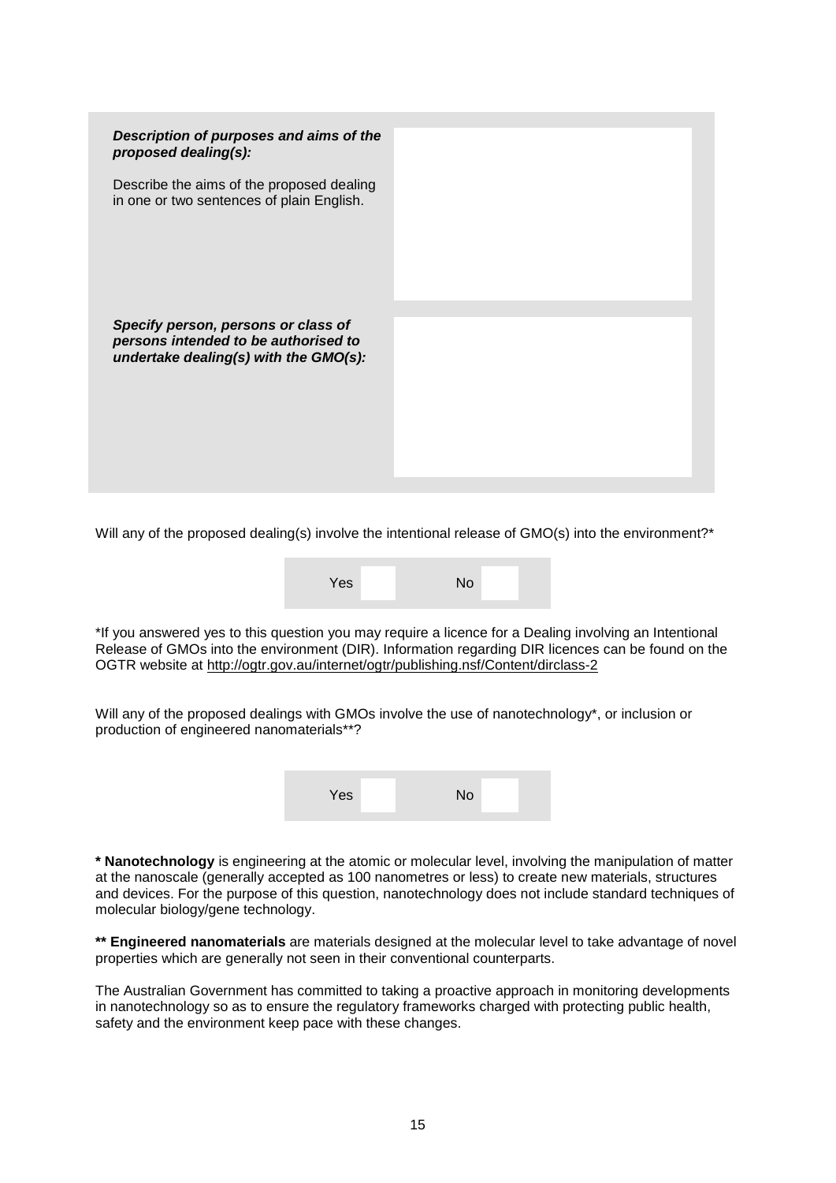| | |
|---|---|
| ***Description of purposes and aims of the proposed dealing(s):*** <br><br> Describe the aims of the proposed dealing in one or two sentences of plain English. | |
| ***Specify person, persons or class of persons intended to be authorised to undertake dealing(s) with the GMO(s):*** | |

Will any of the proposed dealing(s) involve the intentional release of GMO(s) into the environment?*

| Yes | | No | |
|---|---|---|---|

*If you answered yes to this question you may require a licence for a Dealing involving an Intentional Release of GMOs into the environment (DIR). Information regarding DIR licences can be found on the OGTR website at http://ogtr.gov.au/internet/ogtr/publishing.nsf/Content/dirclass-2

Will any of the proposed dealings with GMOs involve the use of nanotechnology*, or inclusion or production of engineered nanomaterials**?

| Yes | | No | |
|---|---|---|---|

**\* Nanotechnology** is engineering at the atomic or molecular level, involving the manipulation of matter at the nanoscale (generally accepted as 100 nanometres or less) to create new materials, structures and devices. For the purpose of this question, nanotechnology does not include standard techniques of molecular biology/gene technology.

**\*\* Engineered nanomaterials** are materials designed at the molecular level to take advantage of novel properties which are generally not seen in their conventional counterparts.

The Australian Government has committed to taking a proactive approach in monitoring developments in nanotechnology so as to ensure the regulatory frameworks charged with protecting public health, safety and the environment keep pace with these changes.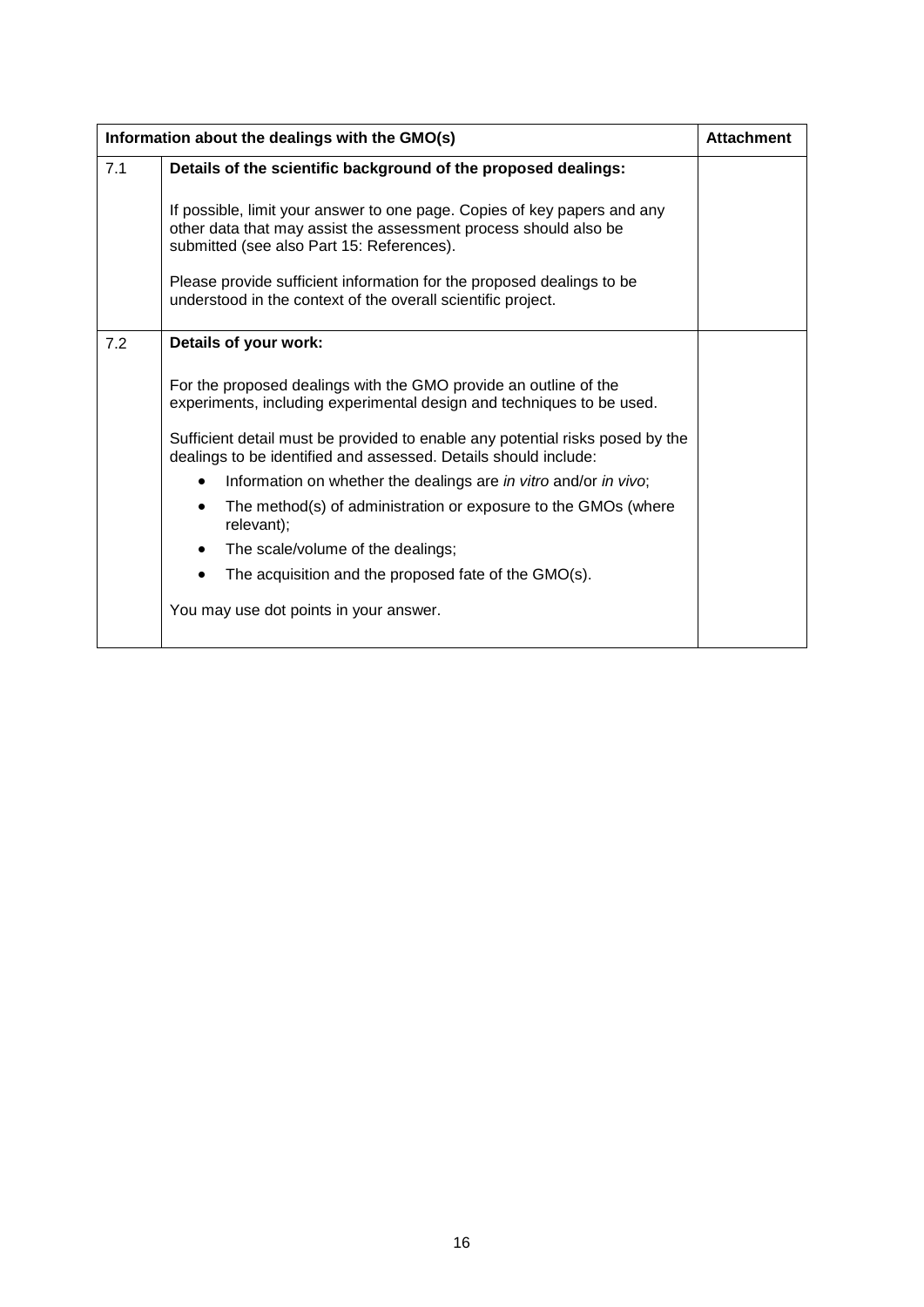| Information about the dealings with the GMO(s) | | Attachment |
|---|---|---|
| 7.1 | **Details of the scientific background of the proposed dealings:**<br><br>If possible, limit your answer to one page. Copies of key papers and any other data that may assist the assessment process should also be submitted (see also Part 15: References).<br><br>Please provide sufficient information for the proposed dealings to be understood in the context of the overall scientific project. | |
| 7.2 | **Details of your work:**<br><br>For the proposed dealings with the GMO provide an outline of the experiments, including experimental design and techniques to be used.<br><br>Sufficient detail must be provided to enable any potential risks posed by the dealings to be identified and assessed. Details should include:<br>• Information on whether the dealings are *in vitro* and/or *in vivo*;<br>• The method(s) of administration or exposure to the GMOs (where relevant);<br>• The scale/volume of the dealings;<br>• The acquisition and the proposed fate of the GMO(s).<br><br>You may use dot points in your answer. | |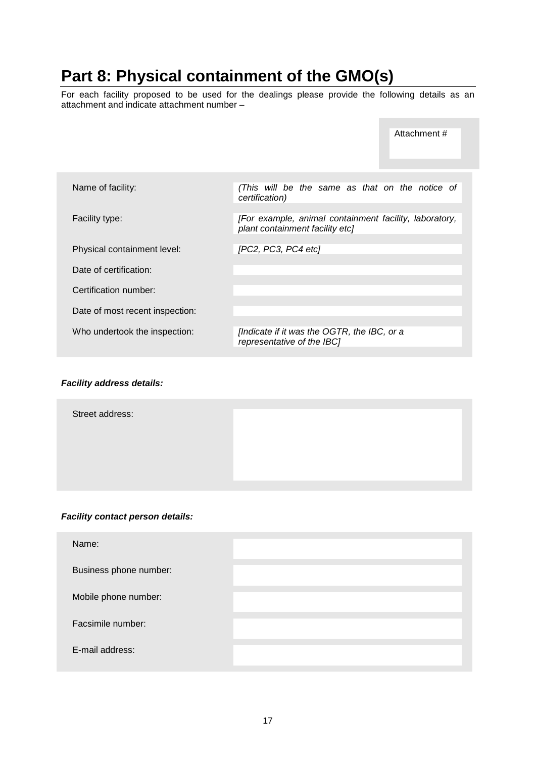# Part 8: Physical containment of the GMO(s)

For each facility proposed to be used for the dealings please provide the following details as an attachment and indicate attachment number –

| Attachment # |
|---|
| |

| | |
|---|---|
| Name of facility: | *(This will be the same as that on the notice of certification)* |
| Facility type: | *[For example, animal containment facility, laboratory, plant containment facility etc]* |
| Physical containment level: | *[PC2, PC3, PC4 etc]* |
| Date of certification: | |
| Certification number: | |
| Date of most recent inspection: | |
| Who undertook the inspection: | *[Indicate if it was the OGTR, the IBC, or a representative of the IBC]* |

***Facility address details:***

| | |
|---|---|
| Street address: | |

***Facility contact person details:***

| | |
|---|---|
| Name: | |
| Business phone number: | |
| Mobile phone number: | |
| Facsimile number: | |
| E-mail address: | |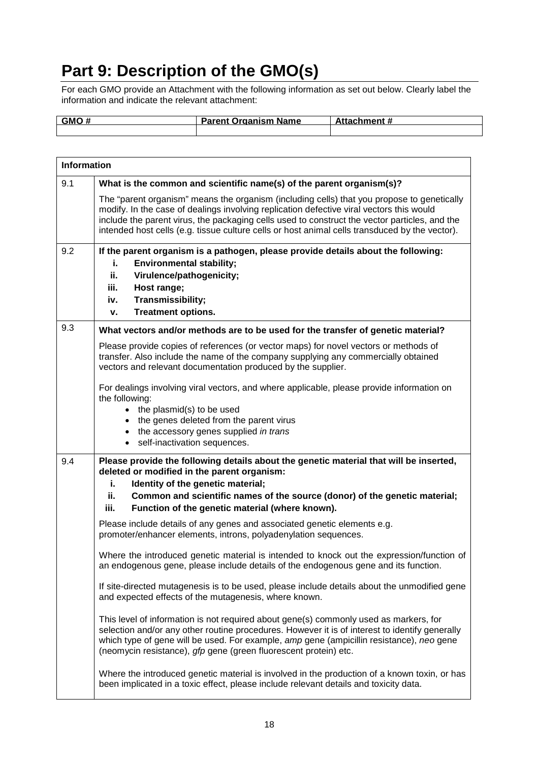# Part 9: Description of the GMO(s)

For each GMO provide an Attachment with the following information as set out below. Clearly label the information and indicate the relevant attachment:

| GMO # | Parent Organism Name | Attachment # |
|---|---|---|
| | | |

| Information | |
|---|---|
| 9.1 | **What is the common and scientific name(s) of the parent organism(s)?**<br><br>The "parent organism" means the organism (including cells) that you propose to genetically modify. In the case of dealings involving replication defective viral vectors this would include the parent virus, the packaging cells used to construct the vector particles, and the intended host cells (e.g. tissue culture cells or host animal cells transduced by the vector). |
| 9.2 | **If the parent organism is a pathogen, please provide details about the following:**<br>**i. Environmental stability;**<br>**ii. Virulence/pathogenicity;**<br>**iii. Host range;**<br>**iv. Transmissibility;**<br>**v. Treatment options.** |
| 9.3 | **What vectors and/or methods are to be used for the transfer of genetic material?**<br><br>Please provide copies of references (or vector maps) for novel vectors or methods of transfer. Also include the name of the company supplying any commercially obtained vectors and relevant documentation produced by the supplier.<br><br>For dealings involving viral vectors, and where applicable, please provide information on the following:<br>• the plasmid(s) to be used<br>• the genes deleted from the parent virus<br>• the accessory genes supplied *in trans*<br>• self-inactivation sequences. |
| 9.4 | **Please provide the following details about the genetic material that will be inserted, deleted or modified in the parent organism:**<br>**i. Identity of the genetic material;**<br>**ii. Common and scientific names of the source (donor) of the genetic material;**<br>**iii. Function of the genetic material (where known).**<br><br>Please include details of any genes and associated genetic elements e.g. promoter/enhancer elements, introns, polyadenylation sequences.<br><br>Where the introduced genetic material is intended to knock out the expression/function of an endogenous gene, please include details of the endogenous gene and its function.<br><br>If site-directed mutagenesis is to be used, please include details about the unmodified gene and expected effects of the mutagenesis, where known.<br><br>This level of information is not required about gene(s) commonly used as markers, for selection and/or any other routine procedures. However it is of interest to identify generally which type of gene will be used. For example, *amp* gene (ampicillin resistance), *neo* gene (neomycin resistance), *gfp* gene (green fluorescent protein) etc.<br><br>Where the introduced genetic material is involved in the production of a known toxin, or has been implicated in a toxic effect, please include relevant details and toxicity data. |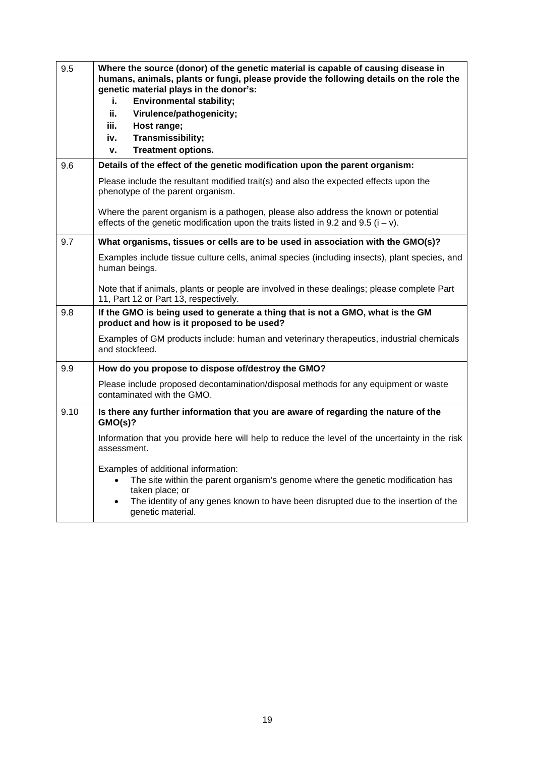| | |
|---|---|
| 9.5 | **Where the source (donor) of the genetic material is capable of causing disease in humans, animals, plants or fungi, please provide the following details on the role the genetic material plays in the donor's:**<br>**i. Environmental stability;**<br>**ii. Virulence/pathogenicity;**<br>**iii. Host range;**<br>**iv. Transmissibility;**<br>**v. Treatment options.** |
| 9.6 | **Details of the effect of the genetic modification upon the parent organism:**<br><br>Please include the resultant modified trait(s) and also the expected effects upon the phenotype of the parent organism.<br><br>Where the parent organism is a pathogen, please also address the known or potential effects of the genetic modification upon the traits listed in 9.2 and 9.5 (i – v). |
| 9.7 | **What organisms, tissues or cells are to be used in association with the GMO(s)?**<br><br>Examples include tissue culture cells, animal species (including insects), plant species, and human beings.<br><br>Note that if animals, plants or people are involved in these dealings; please complete Part 11, Part 12 or Part 13, respectively. |
| 9.8 | **If the GMO is being used to generate a thing that is not a GMO, what is the GM product and how is it proposed to be used?**<br><br>Examples of GM products include: human and veterinary therapeutics, industrial chemicals and stockfeed. |
| 9.9 | **How do you propose to dispose of/destroy the GMO?**<br><br>Please include proposed decontamination/disposal methods for any equipment or waste contaminated with the GMO. |
| 9.10 | **Is there any further information that you are aware of regarding the nature of the GMO(s)?**<br><br>Information that you provide here will help to reduce the level of the uncertainty in the risk assessment.<br><br>Examples of additional information:<br>• The site within the parent organism's genome where the genetic modification has taken place; or<br>• The identity of any genes known to have been disrupted due to the insertion of the genetic material. |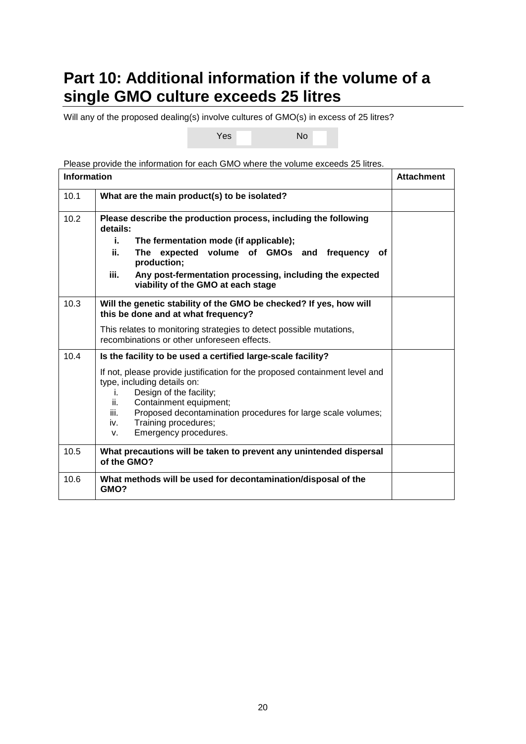# Part 10: Additional information if the volume of a single GMO culture exceeds 25 litres

Will any of the proposed dealing(s) involve cultures of GMO(s) in excess of 25 litres?

Yes ☐ No ☐

Please provide the information for each GMO where the volume exceeds 25 litres.

| Information | | Attachment |
|---|---|---|
| 10.1 | **What are the main product(s) to be isolated?** | |
| 10.2 | **Please describe the production process, including the following details:**<br>**i. The fermentation mode (if applicable);**<br>**ii. The expected volume of GMOs and frequency of production;**<br>**iii. Any post-fermentation processing, including the expected viability of the GMO at each stage** | |
| 10.3 | **Will the genetic stability of the GMO be checked? If yes, how will this be done and at what frequency?**<br>This relates to monitoring strategies to detect possible mutations, recombinations or other unforeseen effects. | |
| 10.4 | **Is the facility to be used a certified large-scale facility?**<br>If not, please provide justification for the proposed containment level and type, including details on:<br>i. Design of the facility;<br>ii. Containment equipment;<br>iii. Proposed decontamination procedures for large scale volumes;<br>iv. Training procedures;<br>v. Emergency procedures. | |
| 10.5 | **What precautions will be taken to prevent any unintended dispersal of the GMO?** | |
| 10.6 | **What methods will be used for decontamination/disposal of the GMO?** | |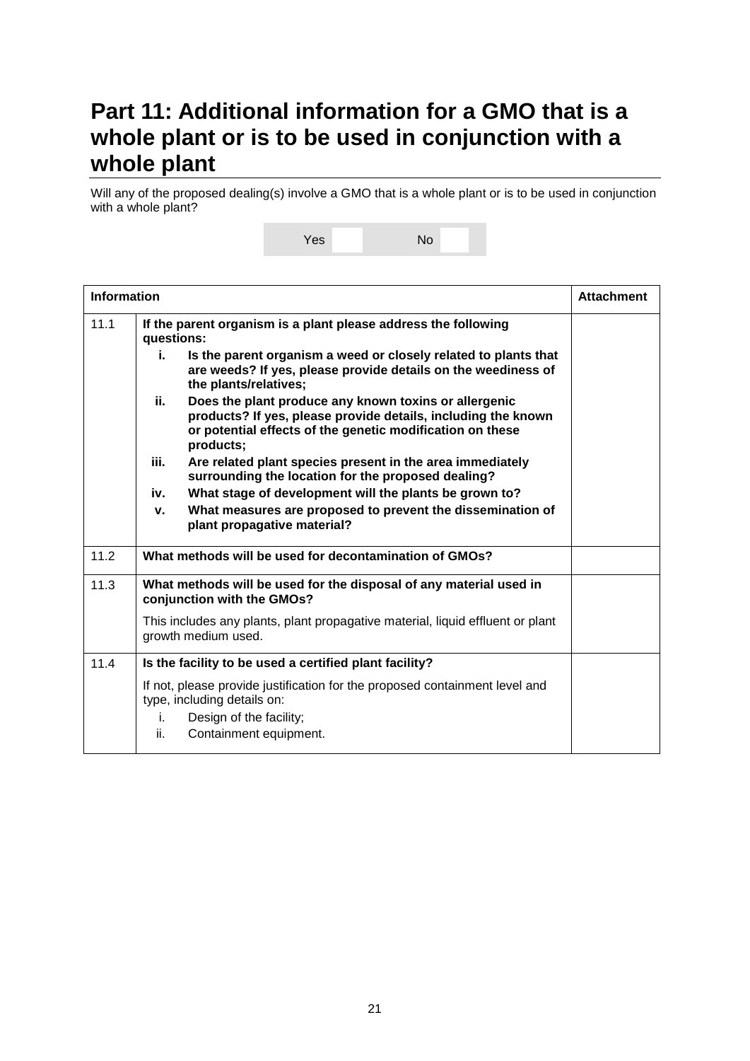# Part 11: Additional information for a GMO that is a whole plant or is to be used in conjunction with a whole plant

Will any of the proposed dealing(s) involve a GMO that is a whole plant or is to be used in conjunction with a whole plant?

| Yes | | No | |
|---|---|---|---|

| Information | | Attachment |
|---|---|---|
| 11.1 | **If the parent organism is a plant please address the following questions:**<br>**i. Is the parent organism a weed or closely related to plants that are weeds? If yes, please provide details on the weediness of the plants/relatives;**<br>**ii. Does the plant produce any known toxins or allergenic products? If yes, please provide details, including the known or potential effects of the genetic modification on these products;**<br>**iii. Are related plant species present in the area immediately surrounding the location for the proposed dealing?**<br>**iv. What stage of development will the plants be grown to?**<br>**v. What measures are proposed to prevent the dissemination of plant propagative material?** | |
| 11.2 | **What methods will be used for decontamination of GMOs?** | |
| 11.3 | **What methods will be used for the disposal of any material used in conjunction with the GMOs?**<br>This includes any plants, plant propagative material, liquid effluent or plant growth medium used. | |
| 11.4 | **Is the facility to be used a certified plant facility?**<br>If not, please provide justification for the proposed containment level and type, including details on:<br>i. Design of the facility;<br>ii. Containment equipment. | |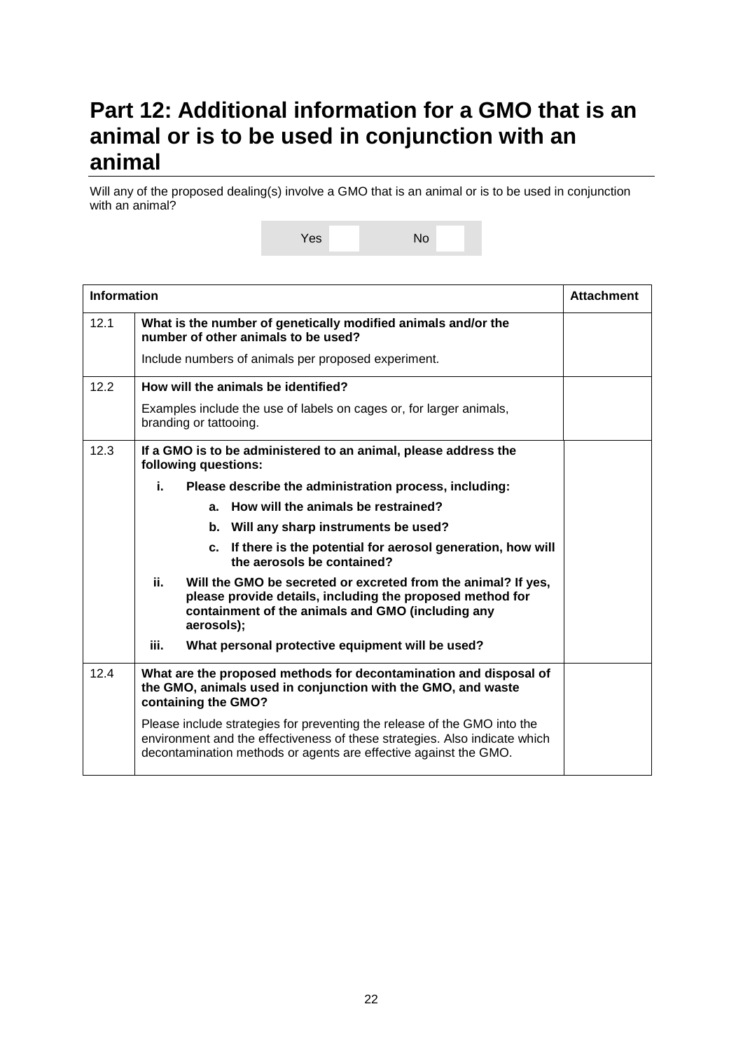# Part 12: Additional information for a GMO that is an animal or is to be used in conjunction with an animal

Will any of the proposed dealing(s) involve a GMO that is an animal or is to be used in conjunction with an animal?

| Yes | | No | |
|---|---|---|---|

| Information | | Attachment |
|---|---|---|
| 12.1 | **What is the number of genetically modified animals and/or the number of other animals to be used?**<br><br>Include numbers of animals per proposed experiment. | |
| 12.2 | **How will the animals be identified?**<br><br>Examples include the use of labels on cages or, for larger animals, branding or tattooing. | |
| 12.3 | **If a GMO is to be administered to an animal, please address the following questions:**<br><br>**i. Please describe the administration process, including:**<br>**a. How will the animals be restrained?**<br>**b. Will any sharp instruments be used?**<br>**c. If there is the potential for aerosol generation, how will the aerosols be contained?**<br><br>**ii. Will the GMO be secreted or excreted from the animal? If yes, please provide details, including the proposed method for containment of the animals and GMO (including any aerosols);**<br><br>**iii. What personal protective equipment will be used?** | |
| 12.4 | **What are the proposed methods for decontamination and disposal of the GMO, animals used in conjunction with the GMO, and waste containing the GMO?**<br><br>Please include strategies for preventing the release of the GMO into the environment and the effectiveness of these strategies. Also indicate which decontamination methods or agents are effective against the GMO. | |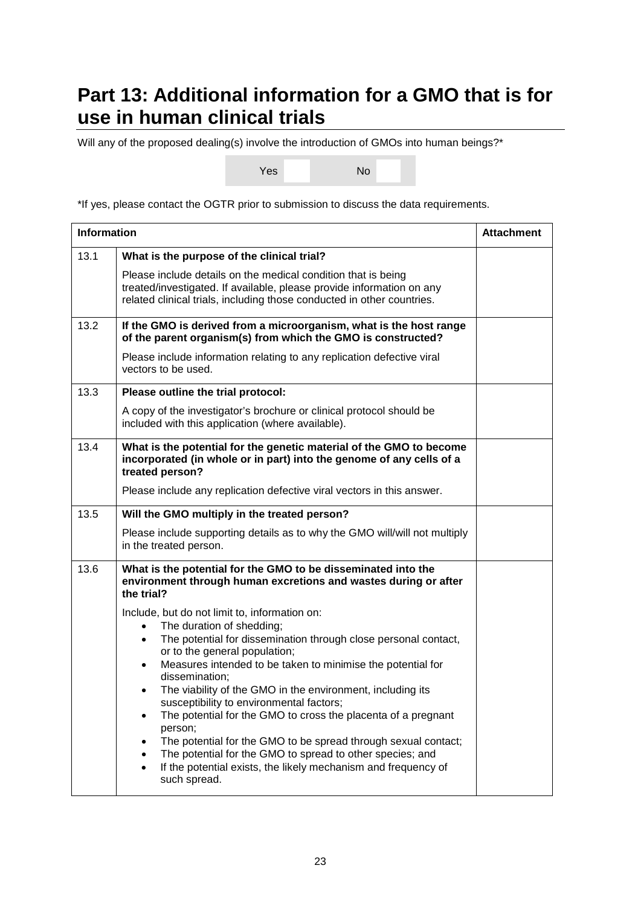# Part 13: Additional information for a GMO that is for use in human clinical trials

Will any of the proposed dealing(s) involve the introduction of GMOs into human beings?*

| Yes | | No | |
|---|---|---|---|

*If yes, please contact the OGTR prior to submission to discuss the data requirements.

| Information | | Attachment |
|---|---|---|
| 13.1 | **What is the purpose of the clinical trial?**<br><br>Please include details on the medical condition that is being treated/investigated. If available, please provide information on any related clinical trials, including those conducted in other countries. | |
| 13.2 | **If the GMO is derived from a microorganism, what is the host range of the parent organism(s) from which the GMO is constructed?**<br><br>Please include information relating to any replication defective viral vectors to be used. | |
| 13.3 | **Please outline the trial protocol:**<br><br>A copy of the investigator's brochure or clinical protocol should be included with this application (where available). | |
| 13.4 | **What is the potential for the genetic material of the GMO to become incorporated (in whole or in part) into the genome of any cells of a treated person?**<br><br>Please include any replication defective viral vectors in this answer. | |
| 13.5 | **Will the GMO multiply in the treated person?**<br><br>Please include supporting details as to why the GMO will/will not multiply in the treated person. | |
| 13.6 | **What is the potential for the GMO to be disseminated into the environment through human excretions and wastes during or after the trial?**<br><br>Include, but do not limit to, information on:<br>• The duration of shedding;<br>• The potential for dissemination through close personal contact, or to the general population;<br>• Measures intended to be taken to minimise the potential for dissemination;<br>• The viability of the GMO in the environment, including its susceptibility to environmental factors;<br>• The potential for the GMO to cross the placenta of a pregnant person;<br>• The potential for the GMO to be spread through sexual contact;<br>• The potential for the GMO to spread to other species; and<br>• If the potential exists, the likely mechanism and frequency of such spread. | |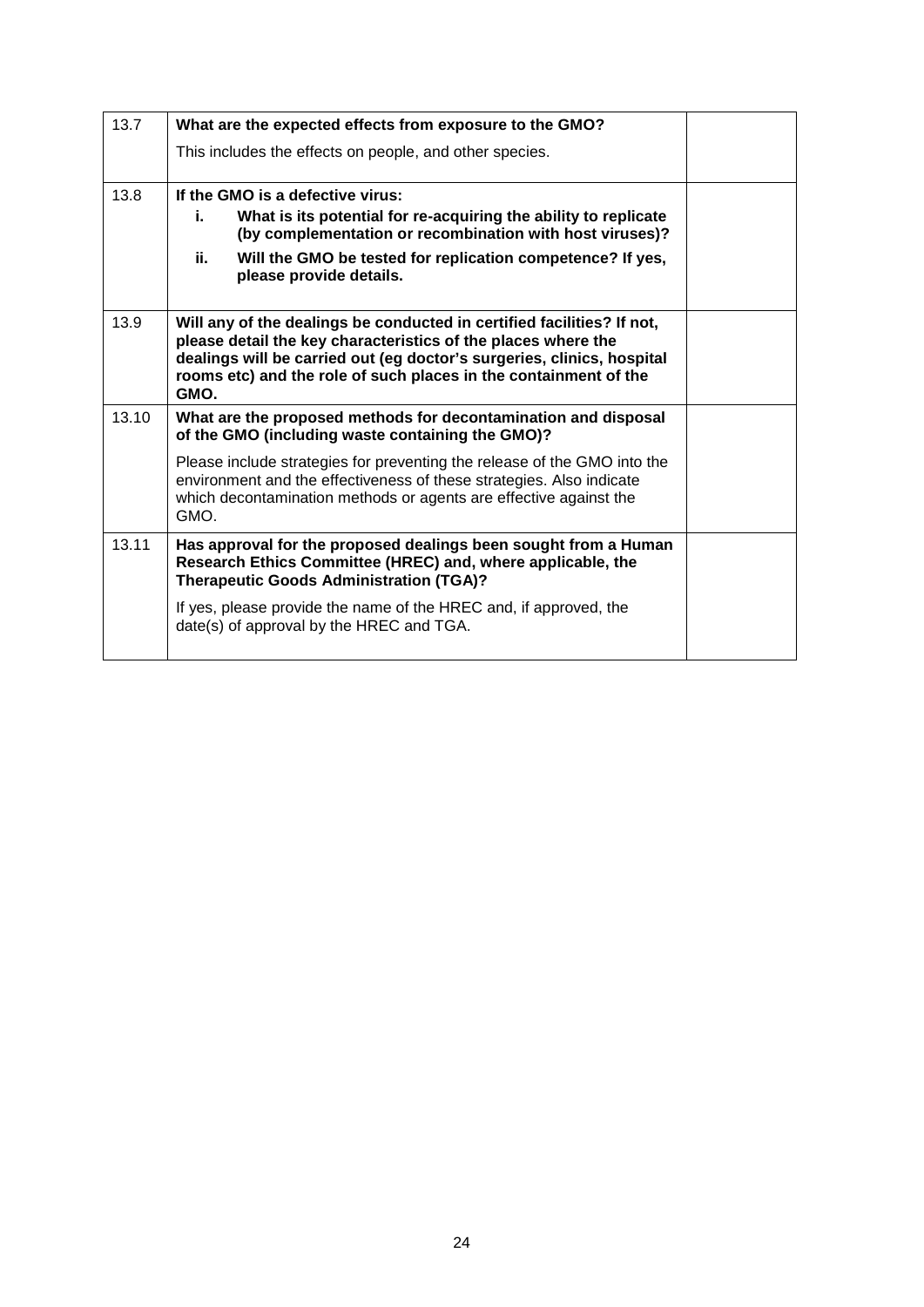| | | |
|---|---|---|
| 13.7 | **What are the expected effects from exposure to the GMO?**<br><br>This includes the effects on people, and other species. | |
| 13.8 | **If the GMO is a defective virus:**<br>**i. What is its potential for re-acquiring the ability to replicate (by complementation or recombination with host viruses)?**<br>**ii. Will the GMO be tested for replication competence? If yes, please provide details.** | |
| 13.9 | **Will any of the dealings be conducted in certified facilities? If not, please detail the key characteristics of the places where the dealings will be carried out (eg doctor's surgeries, clinics, hospital rooms etc) and the role of such places in the containment of the GMO.** | |
| 13.10 | **What are the proposed methods for decontamination and disposal of the GMO (including waste containing the GMO)?**<br><br>Please include strategies for preventing the release of the GMO into the environment and the effectiveness of these strategies. Also indicate which decontamination methods or agents are effective against the GMO. | |
| 13.11 | **Has approval for the proposed dealings been sought from a Human Research Ethics Committee (HREC) and, where applicable, the Therapeutic Goods Administration (TGA)?**<br><br>If yes, please provide the name of the HREC and, if approved, the date(s) of approval by the HREC and TGA. | |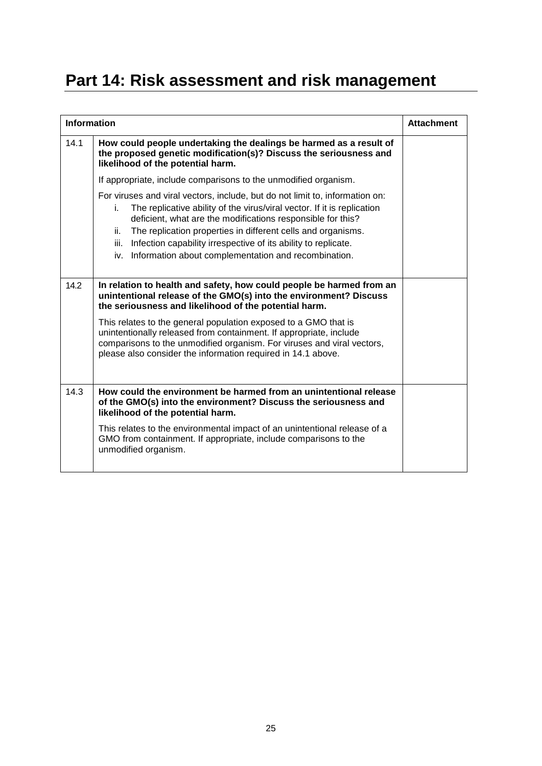# Part 14: Risk assessment and risk management

| Information | | Attachment |
|---|---|---|
| 14.1 | **How could people undertaking the dealings be harmed as a result of the proposed genetic modification(s)? Discuss the seriousness and likelihood of the potential harm.**<br><br>If appropriate, include comparisons to the unmodified organism.<br><br>For viruses and viral vectors, include, but do not limit to, information on:<br>i. The replicative ability of the virus/viral vector. If it is replication deficient, what are the modifications responsible for this?<br>ii. The replication properties in different cells and organisms.<br>iii. Infection capability irrespective of its ability to replicate.<br>iv. Information about complementation and recombination. | |
| 14.2 | **In relation to health and safety, how could people be harmed from an unintentional release of the GMO(s) into the environment? Discuss the seriousness and likelihood of the potential harm.**<br><br>This relates to the general population exposed to a GMO that is unintentionally released from containment. If appropriate, include comparisons to the unmodified organism. For viruses and viral vectors, please also consider the information required in 14.1 above. | |
| 14.3 | **How could the environment be harmed from an unintentional release of the GMO(s) into the environment? Discuss the seriousness and likelihood of the potential harm.**<br><br>This relates to the environmental impact of an unintentional release of a GMO from containment. If appropriate, include comparisons to the unmodified organism. | |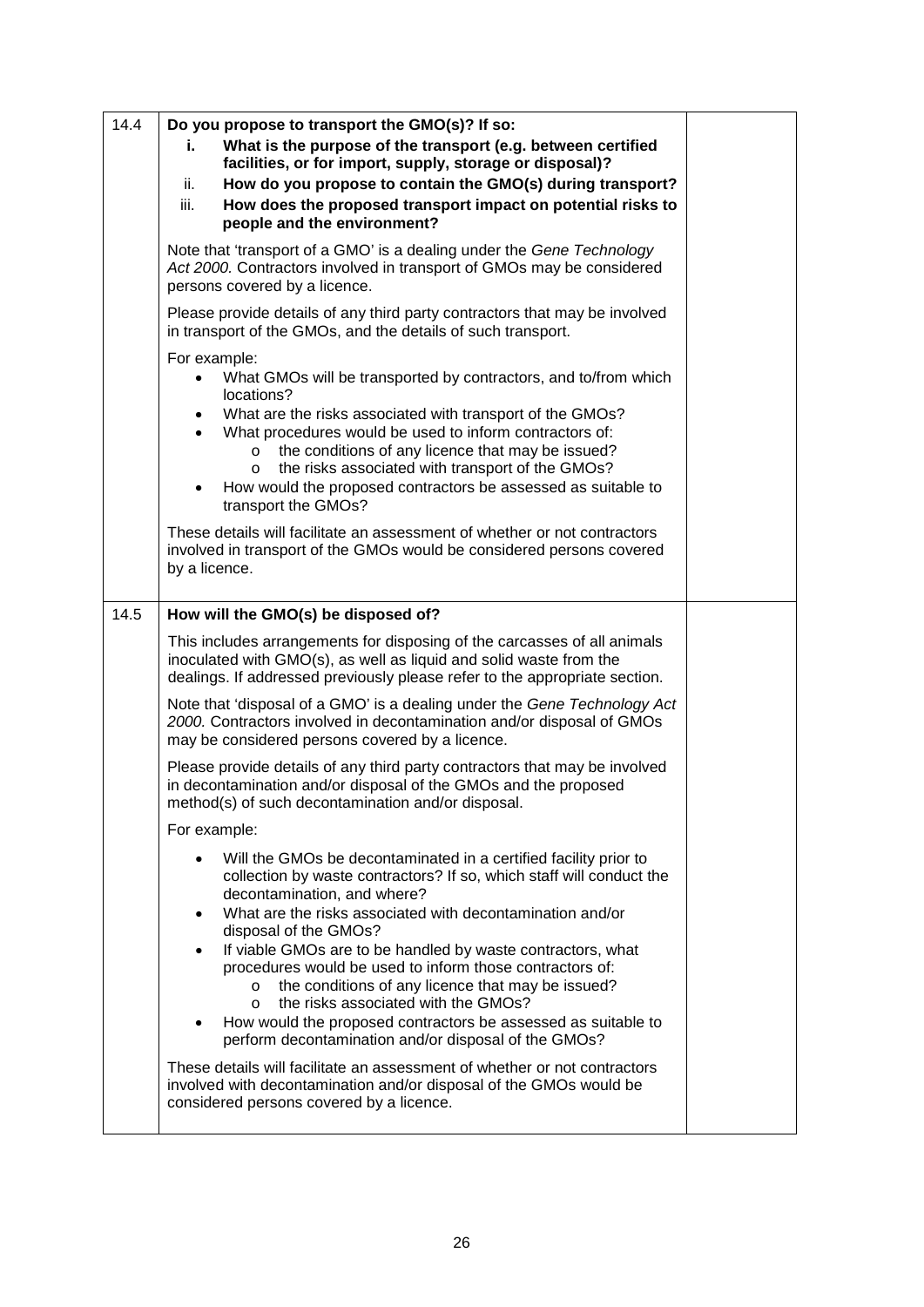| | | |
|---|---|---|
| 14.4 | **Do you propose to transport the GMO(s)? If so:**<br>**i. What is the purpose of the transport (e.g. between certified facilities, or for import, supply, storage or disposal)?**<br>**ii. How do you propose to contain the GMO(s) during transport?**<br>**iii. How does the proposed transport impact on potential risks to people and the environment?**<br><br>Note that 'transport of a GMO' is a dealing under the *Gene Technology Act 2000.* Contractors involved in transport of GMOs may be considered persons covered by a licence.<br><br>Please provide details of any third party contractors that may be involved in transport of the GMOs, and the details of such transport.<br><br>For example:<br>• What GMOs will be transported by contractors, and to/from which locations?<br>• What are the risks associated with transport of the GMOs?<br>• What procedures would be used to inform contractors of:<br>  o the conditions of any licence that may be issued?<br>  o the risks associated with transport of the GMOs?<br>• How would the proposed contractors be assessed as suitable to transport the GMOs?<br><br>These details will facilitate an assessment of whether or not contractors involved in transport of the GMOs would be considered persons covered by a licence. | |
| 14.5 | **How will the GMO(s) be disposed of?**<br><br>This includes arrangements for disposing of the carcasses of all animals inoculated with GMO(s), as well as liquid and solid waste from the dealings. If addressed previously please refer to the appropriate section.<br><br>Note that 'disposal of a GMO' is a dealing under the *Gene Technology Act 2000.* Contractors involved in decontamination and/or disposal of GMOs may be considered persons covered by a licence.<br><br>Please provide details of any third party contractors that may be involved in decontamination and/or disposal of the GMOs and the proposed method(s) of such decontamination and/or disposal.<br><br>For example:<br>• Will the GMOs be decontaminated in a certified facility prior to collection by waste contractors? If so, which staff will conduct the decontamination, and where?<br>• What are the risks associated with decontamination and/or disposal of the GMOs?<br>• If viable GMOs are to be handled by waste contractors, what procedures would be used to inform those contractors of:<br>  o the conditions of any licence that may be issued?<br>  o the risks associated with the GMOs?<br>• How would the proposed contractors be assessed as suitable to perform decontamination and/or disposal of the GMOs?<br><br>These details will facilitate an assessment of whether or not contractors involved with decontamination and/or disposal of the GMOs would be considered persons covered by a licence. | |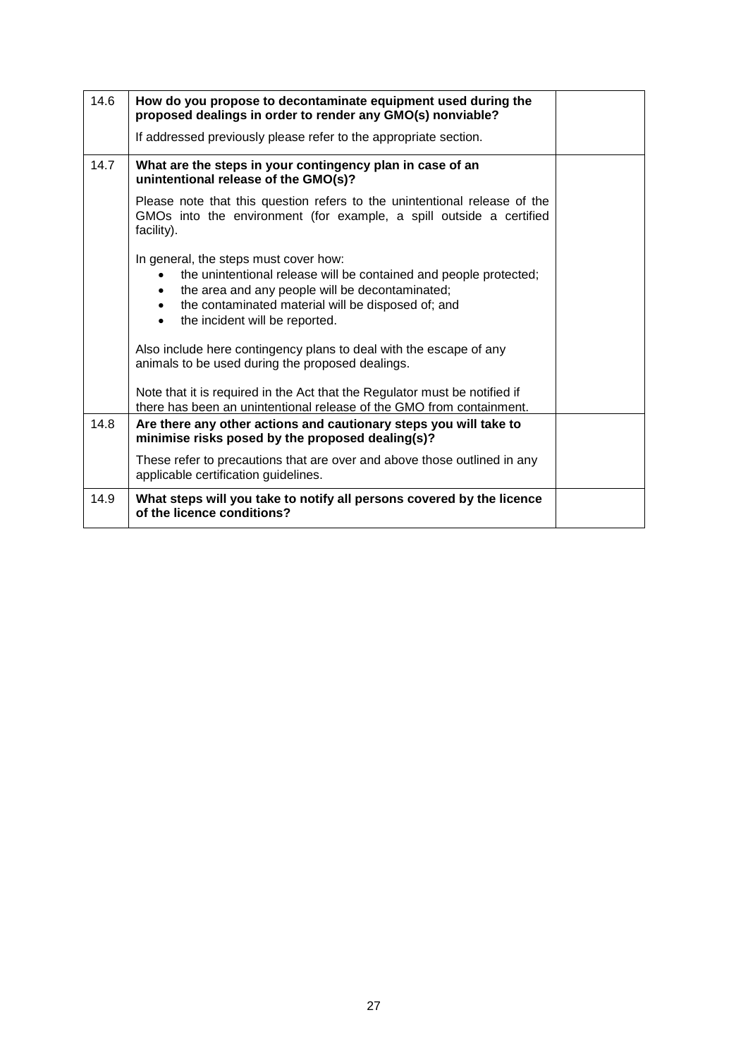| | | |
|---|---|---|
| 14.6 | **How do you propose to decontaminate equipment used during the proposed dealings in order to render any GMO(s) nonviable?**<br><br>If addressed previously please refer to the appropriate section. | |
| 14.7 | **What are the steps in your contingency plan in case of an unintentional release of the GMO(s)?**<br><br>Please note that this question refers to the unintentional release of the GMOs into the environment (for example, a spill outside a certified facility).<br><br>In general, the steps must cover how:<br>• the unintentional release will be contained and people protected;<br>• the area and any people will be decontaminated;<br>• the contaminated material will be disposed of; and<br>• the incident will be reported.<br><br>Also include here contingency plans to deal with the escape of any animals to be used during the proposed dealings.<br><br>Note that it is required in the Act that the Regulator must be notified if there has been an unintentional release of the GMO from containment. | |
| 14.8 | **Are there any other actions and cautionary steps you will take to minimise risks posed by the proposed dealing(s)?**<br><br>These refer to precautions that are over and above those outlined in any applicable certification guidelines. | |
| 14.9 | **What steps will you take to notify all persons covered by the licence of the licence conditions?** | |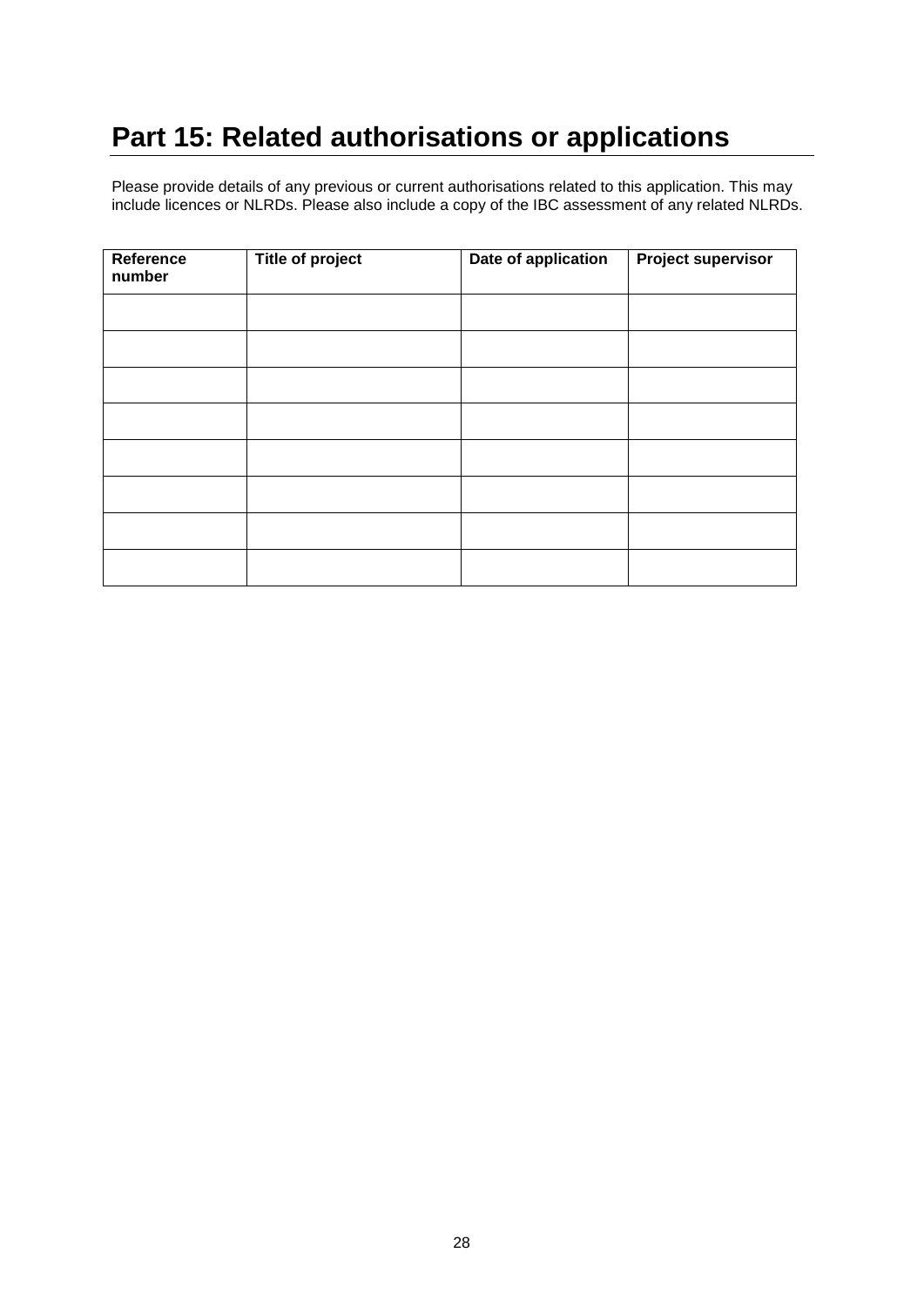# Part 15: Related authorisations or applications

Please provide details of any previous or current authorisations related to this application. This may include licences or NLRDs. Please also include a copy of the IBC assessment of any related NLRDs.

| Reference number | Title of project | Date of application | Project supervisor |
|---|---|---|---|
| | | | |
| | | | |
| | | | |
| | | | |
| | | | |
| | | | |
| | | | |
| | | | |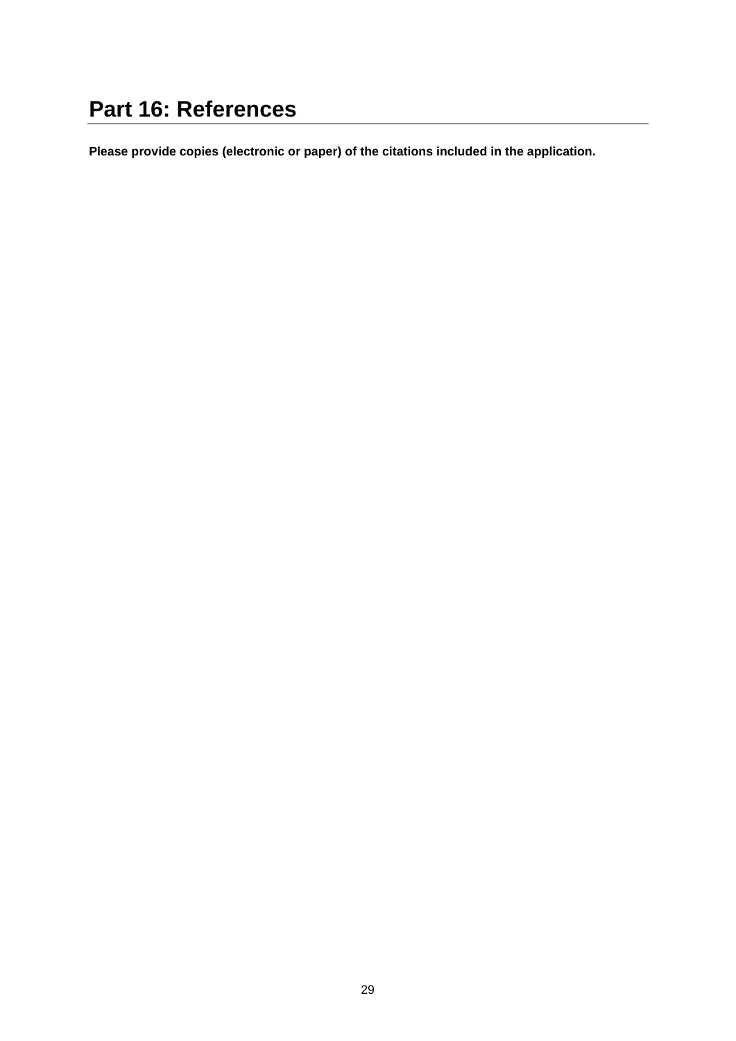# Part 16: References

**Please provide copies (electronic or paper) of the citations included in the application.**